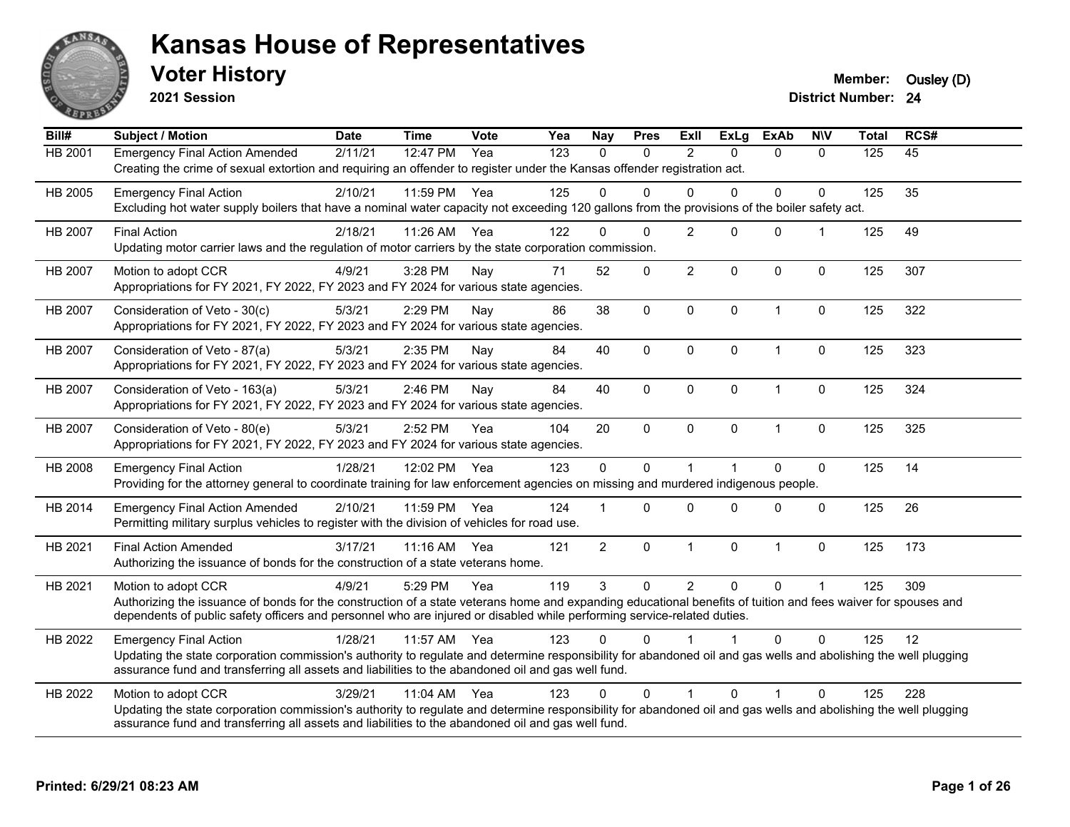# Kansas House of Representatives

## Voter History

**2021 Session**

**Member:** Ousley (D)
**District Number:** 24

| Bill# | Subject / Motion | Date | Time | Vote | Yea | Nay | Pres | ExII | ExLg | ExAb | N\V | Total | RCS# |
|---|---|---|---|---|---|---|---|---|---|---|---|---|---|
| HB 2001 | Emergency Final Action Amended | 2/11/21 | 12:47 PM | Yea | 123 | 0 | 0 | 2 | 0 | 0 | 0 | 125 | 45 |
| | Creating the crime of sexual extortion and requiring an offender to register under the Kansas offender registration act. | | | | | | | | | | | | |
| HB 2005 | Emergency Final Action | 2/10/21 | 11:59 PM | Yea | 125 | 0 | 0 | 0 | 0 | 0 | 0 | 125 | 35 |
| | Excluding hot water supply boilers that have a nominal water capacity not exceeding 120 gallons from the provisions of the boiler safety act. | | | | | | | | | | | | |
| HB 2007 | Final Action | 2/18/21 | 11:26 AM | Yea | 122 | 0 | 0 | 2 | 0 | 0 | 1 | 125 | 49 |
| | Updating motor carrier laws and the regulation of motor carriers by the state corporation commission. | | | | | | | | | | | | |
| HB 2007 | Motion to adopt CCR | 4/9/21 | 3:28 PM | Nay | 71 | 52 | 0 | 2 | 0 | 0 | 0 | 125 | 307 |
| | Appropriations for FY 2021, FY 2022, FY 2023 and FY 2024 for various state agencies. | | | | | | | | | | | | |
| HB 2007 | Consideration of Veto - 30(c) | 5/3/21 | 2:29 PM | Nay | 86 | 38 | 0 | 0 | 0 | 1 | 0 | 125 | 322 |
| | Appropriations for FY 2021, FY 2022, FY 2023 and FY 2024 for various state agencies. | | | | | | | | | | | | |
| HB 2007 | Consideration of Veto - 87(a) | 5/3/21 | 2:35 PM | Nay | 84 | 40 | 0 | 0 | 0 | 1 | 0 | 125 | 323 |
| | Appropriations for FY 2021, FY 2022, FY 2023 and FY 2024 for various state agencies. | | | | | | | | | | | | |
| HB 2007 | Consideration of Veto - 163(a) | 5/3/21 | 2:46 PM | Nay | 84 | 40 | 0 | 0 | 0 | 1 | 0 | 125 | 324 |
| | Appropriations for FY 2021, FY 2022, FY 2023 and FY 2024 for various state agencies. | | | | | | | | | | | | |
| HB 2007 | Consideration of Veto - 80(e) | 5/3/21 | 2:52 PM | Yea | 104 | 20 | 0 | 0 | 0 | 1 | 0 | 125 | 325 |
| | Appropriations for FY 2021, FY 2022, FY 2023 and FY 2024 for various state agencies. | | | | | | | | | | | | |
| HB 2008 | Emergency Final Action | 1/28/21 | 12:02 PM | Yea | 123 | 0 | 0 | 1 | 1 | 0 | 0 | 125 | 14 |
| | Providing for the attorney general to coordinate training for law enforcement agencies on missing and murdered indigenous people. | | | | | | | | | | | | |
| HB 2014 | Emergency Final Action Amended | 2/10/21 | 11:59 PM | Yea | 124 | 1 | 0 | 0 | 0 | 0 | 0 | 125 | 26 |
| | Permitting military surplus vehicles to register with the division of vehicles for road use. | | | | | | | | | | | | |
| HB 2021 | Final Action Amended | 3/17/21 | 11:16 AM | Yea | 121 | 2 | 0 | 1 | 0 | 1 | 0 | 125 | 173 |
| | Authorizing the issuance of bonds for the construction of a state veterans home. | | | | | | | | | | | | |
| HB 2021 | Motion to adopt CCR | 4/9/21 | 5:29 PM | Yea | 119 | 3 | 0 | 2 | 0 | 0 | 1 | 125 | 309 |
| | Authorizing the issuance of bonds for the construction of a state veterans home and expanding educational benefits of tuition and fees waiver for spouses and dependents of public safety officers and personnel who are injured or disabled while performing service-related duties. | | | | | | | | | | | | |
| HB 2022 | Emergency Final Action | 1/28/21 | 11:57 AM | Yea | 123 | 0 | 0 | 1 | 1 | 0 | 0 | 125 | 12 |
| | Updating the state corporation commission's authority to regulate and determine responsibility for abandoned oil and gas wells and abolishing the well plugging assurance fund and transferring all assets and liabilities to the abandoned oil and gas well fund. | | | | | | | | | | | | |
| HB 2022 | Motion to adopt CCR | 3/29/21 | 11:04 AM | Yea | 123 | 0 | 0 | 1 | 0 | 1 | 0 | 125 | 228 |
| | Updating the state corporation commission's authority to regulate and determine responsibility for abandoned oil and gas wells and abolishing the well plugging assurance fund and transferring all assets and liabilities to the abandoned oil and gas well fund. | | | | | | | | | | | | |

**Printed: 6/29/21 08:23 AM**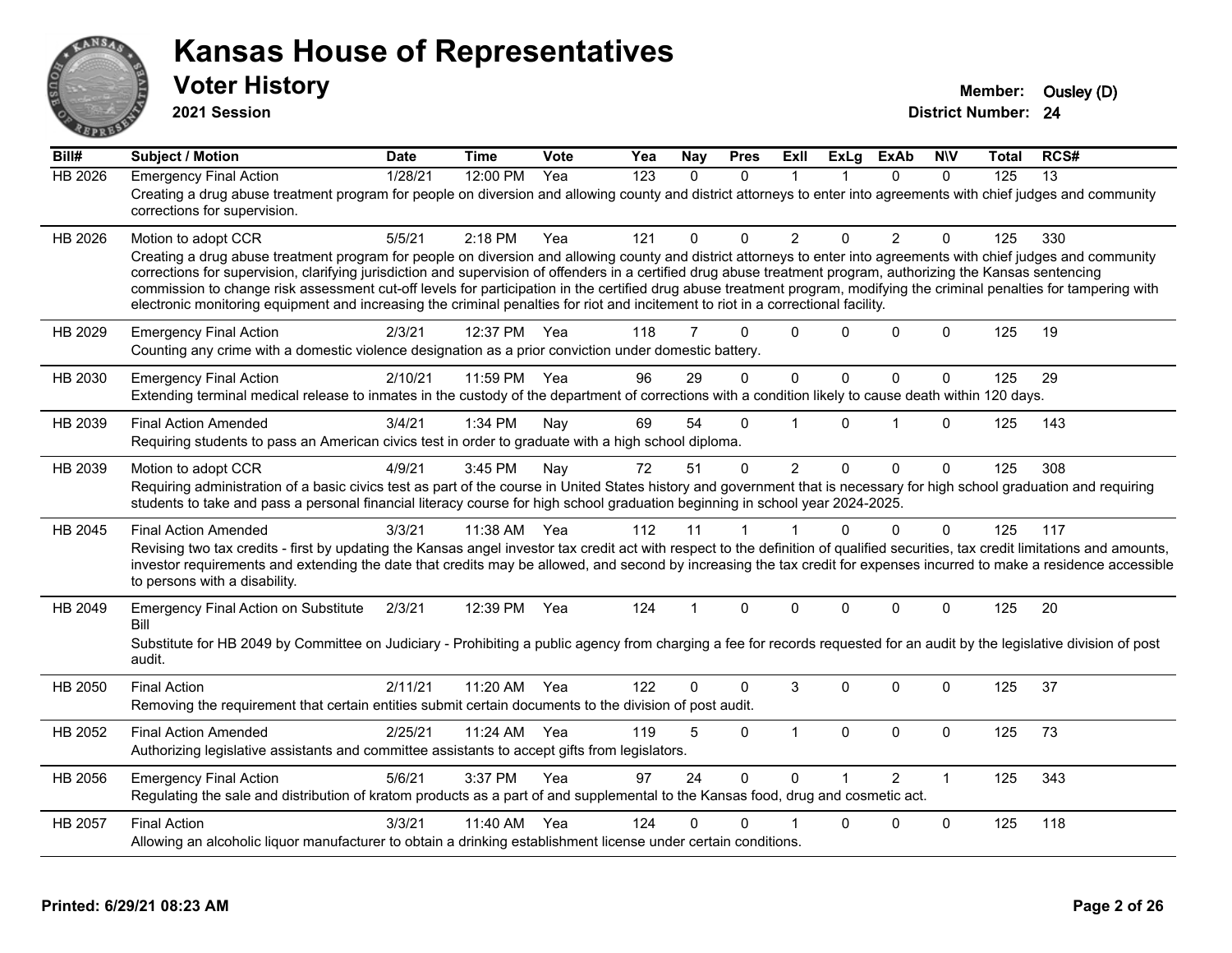# Kansas House of Representatives

## Voter History

**2021 Session**

**Member:** Ousley (D)
**District Number:** 24

| Bill# | Subject / Motion | Date | Time | Vote | Yea | Nay | Pres | ExII | ExLg | ExAb | N\V | Total | RCS# |
|---|---|---|---|---|---|---|---|---|---|---|---|---|---|
| HB 2026 | Emergency Final Action | 1/28/21 | 12:00 PM | Yea | 123 | 0 | 0 | 1 | 1 | 0 | 0 | 125 | 13 |
| | Creating a drug abuse treatment program for people on diversion and allowing county and district attorneys to enter into agreements with chief judges and community corrections for supervision. | | | | | | | | | | | | |
| HB 2026 | Motion to adopt CCR | 5/5/21 | 2:18 PM | Yea | 121 | 0 | 0 | 2 | 0 | 2 | 0 | 125 | 330 |
| | Creating a drug abuse treatment program for people on diversion and allowing county and district attorneys to enter into agreements with chief judges and community corrections for supervision, clarifying jurisdiction and supervision of offenders in a certified drug abuse treatment program, authorizing the Kansas sentencing commission to change risk assessment cut-off levels for participation in the certified drug abuse treatment program, modifying the criminal penalties for tampering with electronic monitoring equipment and increasing the criminal penalties for riot and incitement to riot in a correctional facility. | | | | | | | | | | | | |
| HB 2029 | Emergency Final Action | 2/3/21 | 12:37 PM | Yea | 118 | 7 | 0 | 0 | 0 | 0 | 0 | 125 | 19 |
| | Counting any crime with a domestic violence designation as a prior conviction under domestic battery. | | | | | | | | | | | | |
| HB 2030 | Emergency Final Action | 2/10/21 | 11:59 PM | Yea | 96 | 29 | 0 | 0 | 0 | 0 | 0 | 125 | 29 |
| | Extending terminal medical release to inmates in the custody of the department of corrections with a condition likely to cause death within 120 days. | | | | | | | | | | | | |
| HB 2039 | Final Action Amended | 3/4/21 | 1:34 PM | Nay | 69 | 54 | 0 | 1 | 0 | 1 | 0 | 125 | 143 |
| | Requiring students to pass an American civics test in order to graduate with a high school diploma. | | | | | | | | | | | | |
| HB 2039 | Motion to adopt CCR | 4/9/21 | 3:45 PM | Nay | 72 | 51 | 0 | 2 | 0 | 0 | 0 | 125 | 308 |
| | Requiring administration of a basic civics test as part of the course in United States history and government that is necessary for high school graduation and requiring students to take and pass a personal financial literacy course for high school graduation beginning in school year 2024-2025. | | | | | | | | | | | | |
| HB 2045 | Final Action Amended | 3/3/21 | 11:38 AM | Yea | 112 | 11 | 1 | 1 | 0 | 0 | 0 | 125 | 117 |
| | Revising two tax credits - first by updating the Kansas angel investor tax credit act with respect to the definition of qualified securities, tax credit limitations and amounts, investor requirements and extending the date that credits may be allowed, and second by increasing the tax credit for expenses incurred to make a residence accessible to persons with a disability. | | | | | | | | | | | | |
| HB 2049 | Emergency Final Action on Substitute Bill | 2/3/21 | 12:39 PM | Yea | 124 | 1 | 0 | 0 | 0 | 0 | 0 | 125 | 20 |
| | Substitute for HB 2049 by Committee on Judiciary - Prohibiting a public agency from charging a fee for records requested for an audit by the legislative division of post audit. | | | | | | | | | | | | |
| HB 2050 | Final Action | 2/11/21 | 11:20 AM | Yea | 122 | 0 | 0 | 3 | 0 | 0 | 0 | 125 | 37 |
| | Removing the requirement that certain entities submit certain documents to the division of post audit. | | | | | | | | | | | | |
| HB 2052 | Final Action Amended | 2/25/21 | 11:24 AM | Yea | 119 | 5 | 0 | 1 | 0 | 0 | 0 | 125 | 73 |
| | Authorizing legislative assistants and committee assistants to accept gifts from legislators. | | | | | | | | | | | | |
| HB 2056 | Emergency Final Action | 5/6/21 | 3:37 PM | Yea | 97 | 24 | 0 | 0 | 1 | 2 | 1 | 125 | 343 |
| | Regulating the sale and distribution of kratom products as a part of and supplemental to the Kansas food, drug and cosmetic act. | | | | | | | | | | | | |
| HB 2057 | Final Action | 3/3/21 | 11:40 AM | Yea | 124 | 0 | 0 | 1 | 0 | 0 | 0 | 125 | 118 |
| | Allowing an alcoholic liquor manufacturer to obtain a drinking establishment license under certain conditions. | | | | | | | | | | | | |

**Printed: 6/29/21 08:23 AM**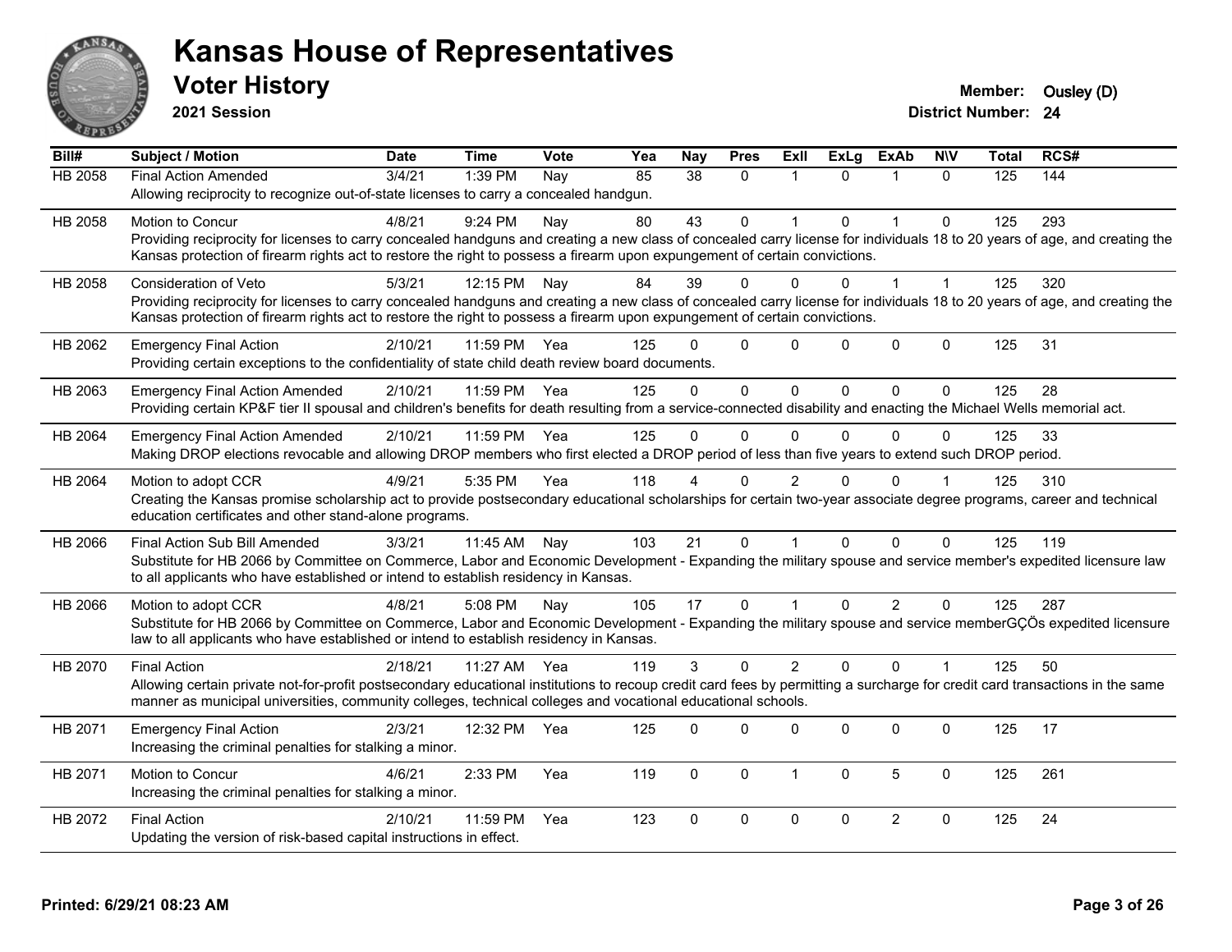# Kansas House of Representatives

## Voter History

**2021 Session**

**Member:** Ousley (D)
**District Number:** 24

| Bill# | Subject / Motion | Date | Time | Vote | Yea | Nay | Pres | ExII | ExLg | ExAb | N\V | Total | RCS# |
|---|---|---|---|---|---|---|---|---|---|---|---|---|---|
| HB 2058 | Final Action Amended | 3/4/21 | 1:39 PM | Nay | 85 | 38 | 0 | 1 | 0 | 1 | 0 | 125 | 144 |
| | Allowing reciprocity to recognize out-of-state licenses to carry a concealed handgun. | | | | | | | | | | | | |
| HB 2058 | Motion to Concur | 4/8/21 | 9:24 PM | Nay | 80 | 43 | 0 | 1 | 0 | 1 | 0 | 125 | 293 |
| | Providing reciprocity for licenses to carry concealed handguns and creating a new class of concealed carry license for individuals 18 to 20 years of age, and creating the Kansas protection of firearm rights act to restore the right to possess a firearm upon expungement of certain convictions. | | | | | | | | | | | | |
| HB 2058 | Consideration of Veto | 5/3/21 | 12:15 PM | Nay | 84 | 39 | 0 | 0 | 0 | 1 | 1 | 125 | 320 |
| | Providing reciprocity for licenses to carry concealed handguns and creating a new class of concealed carry license for individuals 18 to 20 years of age, and creating the Kansas protection of firearm rights act to restore the right to possess a firearm upon expungement of certain convictions. | | | | | | | | | | | | |
| HB 2062 | Emergency Final Action | 2/10/21 | 11:59 PM | Yea | 125 | 0 | 0 | 0 | 0 | 0 | 0 | 125 | 31 |
| | Providing certain exceptions to the confidentiality of state child death review board documents. | | | | | | | | | | | | |
| HB 2063 | Emergency Final Action Amended | 2/10/21 | 11:59 PM | Yea | 125 | 0 | 0 | 0 | 0 | 0 | 0 | 125 | 28 |
| | Providing certain KP&F tier II spousal and children's benefits for death resulting from a service-connected disability and enacting the Michael Wells memorial act. | | | | | | | | | | | | |
| HB 2064 | Emergency Final Action Amended | 2/10/21 | 11:59 PM | Yea | 125 | 0 | 0 | 0 | 0 | 0 | 0 | 125 | 33 |
| | Making DROP elections revocable and allowing DROP members who first elected a DROP period of less than five years to extend such DROP period. | | | | | | | | | | | | |
| HB 2064 | Motion to adopt CCR | 4/9/21 | 5:35 PM | Yea | 118 | 4 | 0 | 2 | 0 | 0 | 1 | 125 | 310 |
| | Creating the Kansas promise scholarship act to provide postsecondary educational scholarships for certain two-year associate degree programs, career and technical education certificates and other stand-alone programs. | | | | | | | | | | | | |
| HB 2066 | Final Action Sub Bill Amended | 3/3/21 | 11:45 AM | Nay | 103 | 21 | 0 | 1 | 0 | 0 | 0 | 125 | 119 |
| | Substitute for HB 2066 by Committee on Commerce, Labor and Economic Development - Expanding the military spouse and service member's expedited licensure law to all applicants who have established or intend to establish residency in Kansas. | | | | | | | | | | | | |
| HB 2066 | Motion to adopt CCR | 4/8/21 | 5:08 PM | Nay | 105 | 17 | 0 | 1 | 0 | 2 | 0 | 125 | 287 |
| | Substitute for HB 2066 by Committee on Commerce, Labor and Economic Development - Expanding the military spouse and service memberGÇÖs expedited licensure law to all applicants who have established or intend to establish residency in Kansas. | | | | | | | | | | | | |
| HB 2070 | Final Action | 2/18/21 | 11:27 AM | Yea | 119 | 3 | 0 | 2 | 0 | 0 | 1 | 125 | 50 |
| | Allowing certain private not-for-profit postsecondary educational institutions to recoup credit card fees by permitting a surcharge for credit card transactions in the same manner as municipal universities, community colleges, technical colleges and vocational educational schools. | | | | | | | | | | | | |
| HB 2071 | Emergency Final Action | 2/3/21 | 12:32 PM | Yea | 125 | 0 | 0 | 0 | 0 | 0 | 0 | 125 | 17 |
| | Increasing the criminal penalties for stalking a minor. | | | | | | | | | | | | |
| HB 2071 | Motion to Concur | 4/6/21 | 2:33 PM | Yea | 119 | 0 | 0 | 1 | 0 | 5 | 0 | 125 | 261 |
| | Increasing the criminal penalties for stalking a minor. | | | | | | | | | | | | |
| HB 2072 | Final Action | 2/10/21 | 11:59 PM | Yea | 123 | 0 | 0 | 0 | 0 | 2 | 0 | 125 | 24 |
| | Updating the version of risk-based capital instructions in effect. | | | | | | | | | | | | |

**Printed: 6/29/21 08:23 AM**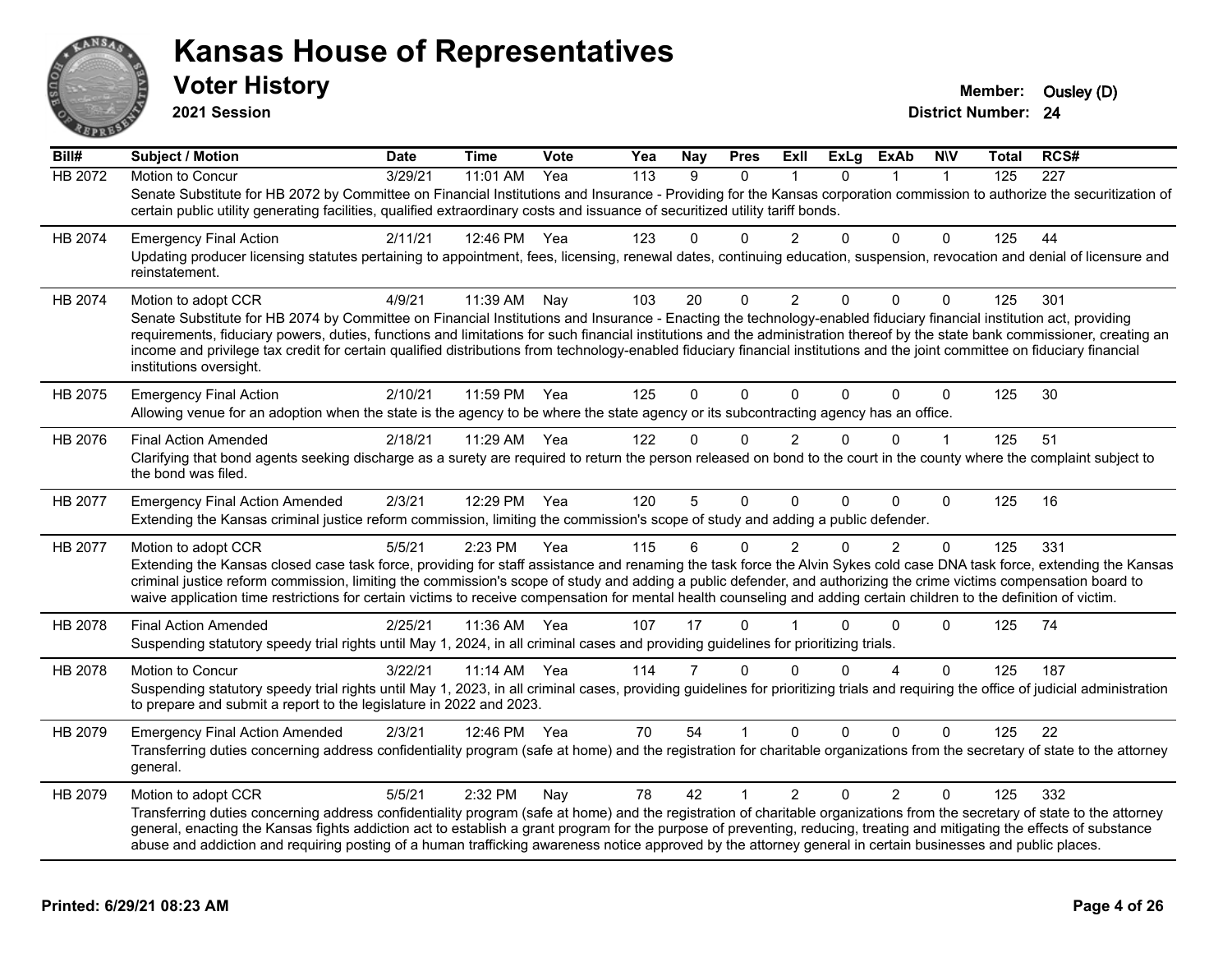# Kansas House of Representatives

## Voter History

**2021 Session**

**Member:** Ousley (D)
**District Number:** 24

| Bill# | Subject / Motion | Date | Time | Vote | Yea | Nay | Pres | ExII | ExLg | ExAb | N\V | Total | RCS# |
|---|---|---|---|---|---|---|---|---|---|---|---|---|---|
| HB 2072 | Motion to Concur | 3/29/21 | 11:01 AM | Yea | 113 | 9 | 0 | 1 | 0 | 1 | 1 | 125 | 227 |
| | Senate Substitute for HB 2072 by Committee on Financial Institutions and Insurance - Providing for the Kansas corporation commission to authorize the securitization of certain public utility generating facilities, qualified extraordinary costs and issuance of securitized utility tariff bonds. | | | | | | | | | | | | |
| HB 2074 | Emergency Final Action | 2/11/21 | 12:46 PM | Yea | 123 | 0 | 0 | 2 | 0 | 0 | 0 | 125 | 44 |
| | Updating producer licensing statutes pertaining to appointment, fees, licensing, renewal dates, continuing education, suspension, revocation and denial of licensure and reinstatement. | | | | | | | | | | | | |
| HB 2074 | Motion to adopt CCR | 4/9/21 | 11:39 AM | Nay | 103 | 20 | 0 | 2 | 0 | 0 | 0 | 125 | 301 |
| | Senate Substitute for HB 2074 by Committee on Financial Institutions and Insurance - Enacting the technology-enabled fiduciary financial institution act, providing requirements, fiduciary powers, duties, functions and limitations for such financial institutions and the administration thereof by the state bank commissioner, creating an income and privilege tax credit for certain qualified distributions from technology-enabled fiduciary financial institutions and the joint committee on fiduciary financial institutions oversight. | | | | | | | | | | | | |
| HB 2075 | Emergency Final Action | 2/10/21 | 11:59 PM | Yea | 125 | 0 | 0 | 0 | 0 | 0 | 0 | 125 | 30 |
| | Allowing venue for an adoption when the state is the agency to be where the state agency or its subcontracting agency has an office. | | | | | | | | | | | | |
| HB 2076 | Final Action Amended | 2/18/21 | 11:29 AM | Yea | 122 | 0 | 0 | 2 | 0 | 0 | 1 | 125 | 51 |
| | Clarifying that bond agents seeking discharge as a surety are required to return the person released on bond to the court in the county where the complaint subject to the bond was filed. | | | | | | | | | | | | |
| HB 2077 | Emergency Final Action Amended | 2/3/21 | 12:29 PM | Yea | 120 | 5 | 0 | 0 | 0 | 0 | 0 | 125 | 16 |
| | Extending the Kansas criminal justice reform commission, limiting the commission's scope of study and adding a public defender. | | | | | | | | | | | | |
| HB 2077 | Motion to adopt CCR | 5/5/21 | 2:23 PM | Yea | 115 | 6 | 0 | 2 | 0 | 2 | 0 | 125 | 331 |
| | Extending the Kansas closed case task force, providing for staff assistance and renaming the task force the Alvin Sykes cold case DNA task force, extending the Kansas criminal justice reform commission, limiting the commission's scope of study and adding a public defender, and authorizing the crime victims compensation board to waive application time restrictions for certain victims to receive compensation for mental health counseling and adding certain children to the definition of victim. | | | | | | | | | | | | |
| HB 2078 | Final Action Amended | 2/25/21 | 11:36 AM | Yea | 107 | 17 | 0 | 1 | 0 | 0 | 0 | 125 | 74 |
| | Suspending statutory speedy trial rights until May 1, 2024, in all criminal cases and providing guidelines for prioritizing trials. | | | | | | | | | | | | |
| HB 2078 | Motion to Concur | 3/22/21 | 11:14 AM | Yea | 114 | 7 | 0 | 0 | 0 | 4 | 0 | 125 | 187 |
| | Suspending statutory speedy trial rights until May 1, 2023, in all criminal cases, providing guidelines for prioritizing trials and requiring the office of judicial administration to prepare and submit a report to the legislature in 2022 and 2023. | | | | | | | | | | | | |
| HB 2079 | Emergency Final Action Amended | 2/3/21 | 12:46 PM | Yea | 70 | 54 | 1 | 0 | 0 | 0 | 0 | 125 | 22 |
| | Transferring duties concerning address confidentiality program (safe at home) and the registration for charitable organizations from the secretary of state to the attorney general. | | | | | | | | | | | | |
| HB 2079 | Motion to adopt CCR | 5/5/21 | 2:32 PM | Nay | 78 | 42 | 1 | 2 | 0 | 2 | 0 | 125 | 332 |
| | Transferring duties concerning address confidentiality program (safe at home) and the registration of charitable organizations from the secretary of state to the attorney general, enacting the Kansas fights addiction act to establish a grant program for the purpose of preventing, reducing, treating and mitigating the effects of substance abuse and addiction and requiring posting of a human trafficking awareness notice approved by the attorney general in certain businesses and public places. | | | | | | | | | | | | |

**Printed: 6/29/21 08:23 AM**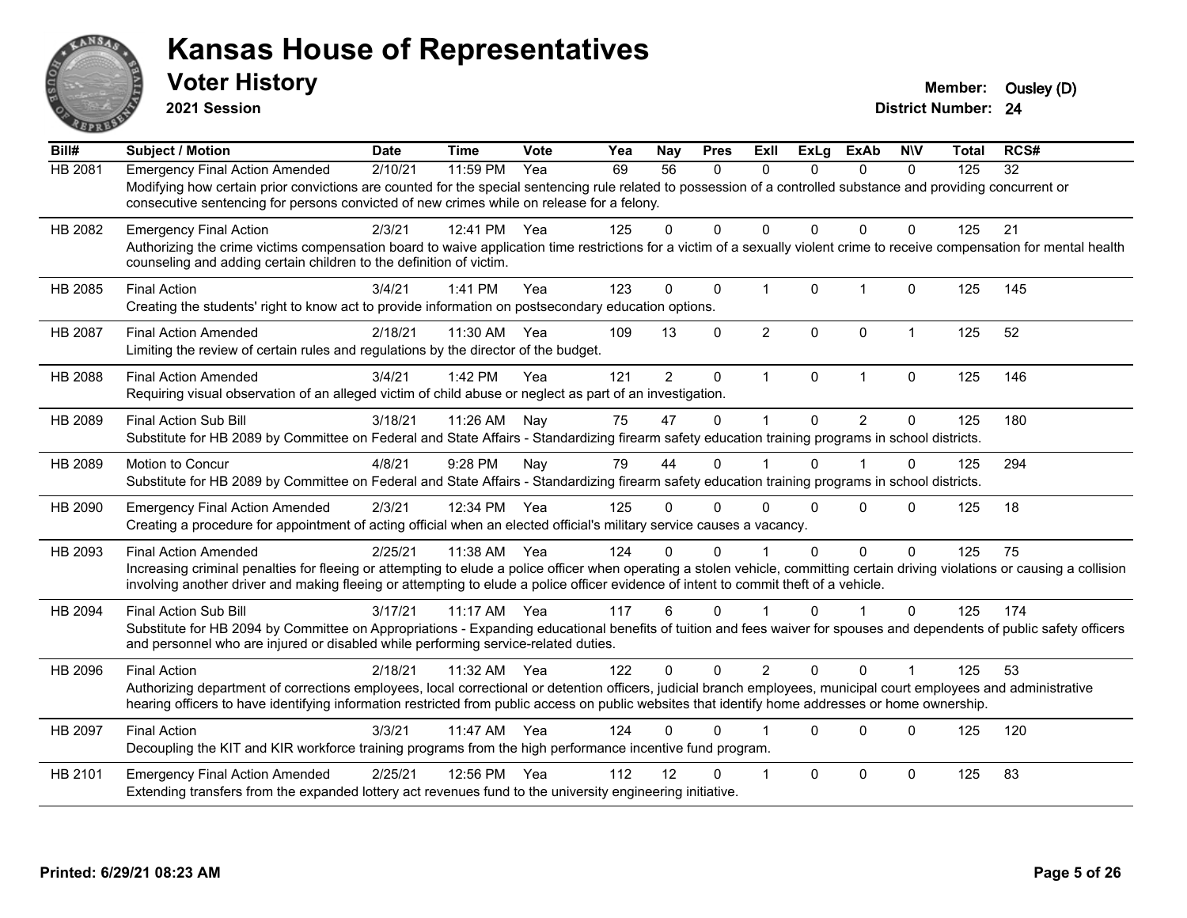# Kansas House of Representatives

## Voter History

**2021 Session**

**Member:** Ousley (D)
**District Number:** 24

| Bill# | Subject / Motion | Date | Time | Vote | Yea | Nay | Pres | ExII | ExLg | ExAb | N\V | Total | RCS# |
|---|---|---|---|---|---|---|---|---|---|---|---|---|---|
| HB 2081 | Emergency Final Action Amended | 2/10/21 | 11:59 PM | Yea | 69 | 56 | 0 | 0 | 0 | 0 | 0 | 125 | 32 |
| | Modifying how certain prior convictions are counted for the special sentencing rule related to possession of a controlled substance and providing concurrent or consecutive sentencing for persons convicted of new crimes while on release for a felony. | | | | | | | | | | | | |
| HB 2082 | Emergency Final Action | 2/3/21 | 12:41 PM | Yea | 125 | 0 | 0 | 0 | 0 | 0 | 0 | 125 | 21 |
| | Authorizing the crime victims compensation board to waive application time restrictions for a victim of a sexually violent crime to receive compensation for mental health counseling and adding certain children to the definition of victim. | | | | | | | | | | | | |
| HB 2085 | Final Action | 3/4/21 | 1:41 PM | Yea | 123 | 0 | 0 | 1 | 0 | 1 | 0 | 125 | 145 |
| | Creating the students' right to know act to provide information on postsecondary education options. | | | | | | | | | | | | |
| HB 2087 | Final Action Amended | 2/18/21 | 11:30 AM | Yea | 109 | 13 | 0 | 2 | 0 | 0 | 1 | 125 | 52 |
| | Limiting the review of certain rules and regulations by the director of the budget. | | | | | | | | | | | | |
| HB 2088 | Final Action Amended | 3/4/21 | 1:42 PM | Yea | 121 | 2 | 0 | 1 | 0 | 1 | 0 | 125 | 146 |
| | Requiring visual observation of an alleged victim of child abuse or neglect as part of an investigation. | | | | | | | | | | | | |
| HB 2089 | Final Action Sub Bill | 3/18/21 | 11:26 AM | Nay | 75 | 47 | 0 | 1 | 0 | 2 | 0 | 125 | 180 |
| | Substitute for HB 2089 by Committee on Federal and State Affairs - Standardizing firearm safety education training programs in school districts. | | | | | | | | | | | | |
| HB 2089 | Motion to Concur | 4/8/21 | 9:28 PM | Nay | 79 | 44 | 0 | 1 | 0 | 1 | 0 | 125 | 294 |
| | Substitute for HB 2089 by Committee on Federal and State Affairs - Standardizing firearm safety education training programs in school districts. | | | | | | | | | | | | |
| HB 2090 | Emergency Final Action Amended | 2/3/21 | 12:34 PM | Yea | 125 | 0 | 0 | 0 | 0 | 0 | 0 | 125 | 18 |
| | Creating a procedure for appointment of acting official when an elected official's military service causes a vacancy. | | | | | | | | | | | | |
| HB 2093 | Final Action Amended | 2/25/21 | 11:38 AM | Yea | 124 | 0 | 0 | 1 | 0 | 0 | 0 | 125 | 75 |
| | Increasing criminal penalties for fleeing or attempting to elude a police officer when operating a stolen vehicle, committing certain driving violations or causing a collision involving another driver and making fleeing or attempting to elude a police officer evidence of intent to commit theft of a vehicle. | | | | | | | | | | | | |
| HB 2094 | Final Action Sub Bill | 3/17/21 | 11:17 AM | Yea | 117 | 6 | 0 | 1 | 0 | 1 | 0 | 125 | 174 |
| | Substitute for HB 2094 by Committee on Appropriations - Expanding educational benefits of tuition and fees waiver for spouses and dependents of public safety officers and personnel who are injured or disabled while performing service-related duties. | | | | | | | | | | | | |
| HB 2096 | Final Action | 2/18/21 | 11:32 AM | Yea | 122 | 0 | 0 | 2 | 0 | 0 | 1 | 125 | 53 |
| | Authorizing department of corrections employees, local correctional or detention officers, judicial branch employees, municipal court employees and administrative hearing officers to have identifying information restricted from public access on public websites that identify home addresses or home ownership. | | | | | | | | | | | | |
| HB 2097 | Final Action | 3/3/21 | 11:47 AM | Yea | 124 | 0 | 0 | 1 | 0 | 0 | 0 | 125 | 120 |
| | Decoupling the KIT and KIR workforce training programs from the high performance incentive fund program. | | | | | | | | | | | | |
| HB 2101 | Emergency Final Action Amended | 2/25/21 | 12:56 PM | Yea | 112 | 12 | 0 | 1 | 0 | 0 | 0 | 125 | 83 |
| | Extending transfers from the expanded lottery act revenues fund to the university engineering initiative. | | | | | | | | | | | | |

**Printed: 6/29/21 08:23 AM**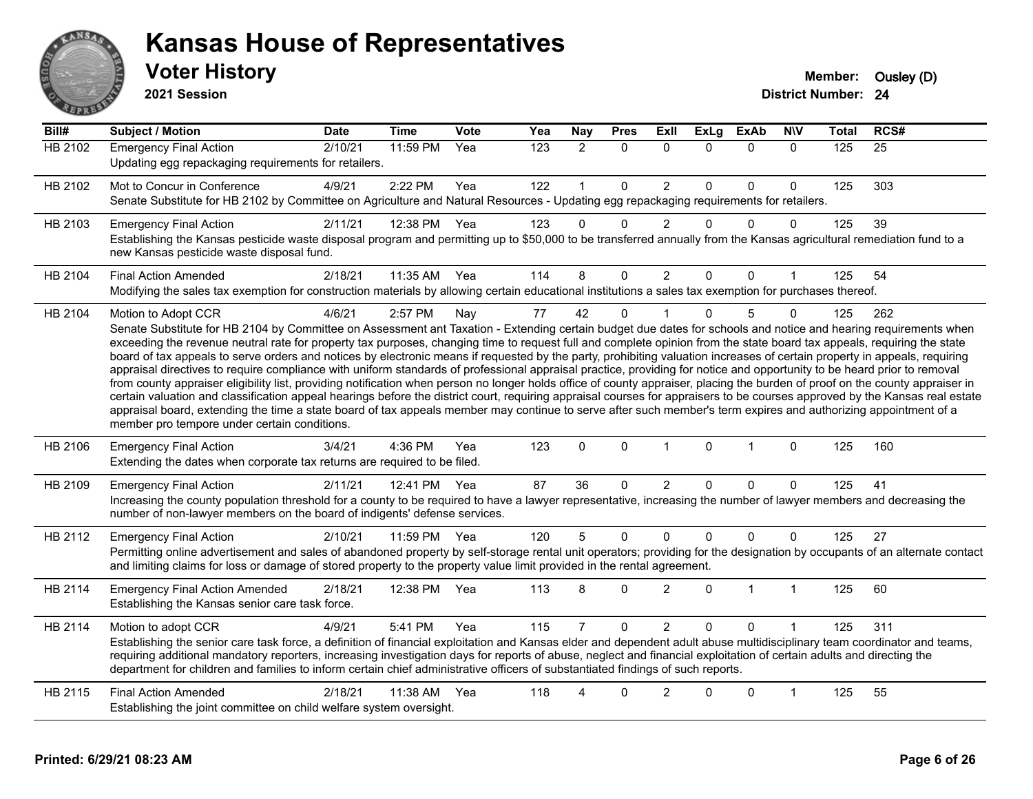# Kansas House of Representatives

## Voter History

**2021 Session**

**Member:** Ousley (D)
**District Number:** 24

| Bill# | Subject / Motion | Date | Time | Vote | Yea | Nay | Pres | ExII | ExLg | ExAb | N\V | Total | RCS# |
|---|---|---|---|---|---|---|---|---|---|---|---|---|---|
| HB 2102 | Emergency Final Action | 2/10/21 | 11:59 PM | Yea | 123 | 2 | 0 | 0 | 0 | 0 | 0 | 125 | 25 |
| | Updating egg repackaging requirements for retailers. | | | | | | | | | | | | |
| HB 2102 | Mot to Concur in Conference | 4/9/21 | 2:22 PM | Yea | 122 | 1 | 0 | 2 | 0 | 0 | 0 | 125 | 303 |
| | Senate Substitute for HB 2102 by Committee on Agriculture and Natural Resources - Updating egg repackaging requirements for retailers. | | | | | | | | | | | | |
| HB 2103 | Emergency Final Action | 2/11/21 | 12:38 PM | Yea | 123 | 0 | 0 | 2 | 0 | 0 | 0 | 125 | 39 |
| | Establishing the Kansas pesticide waste disposal program and permitting up to $50,000 to be transferred annually from the Kansas agricultural remediation fund to a new Kansas pesticide waste disposal fund. | | | | | | | | | | | | |
| HB 2104 | Final Action Amended | 2/18/21 | 11:35 AM | Yea | 114 | 8 | 0 | 2 | 0 | 0 | 1 | 125 | 54 |
| | Modifying the sales tax exemption for construction materials by allowing certain educational institutions a sales tax exemption for purchases thereof. | | | | | | | | | | | | |
| HB 2104 | Motion to Adopt CCR | 4/6/21 | 2:57 PM | Nay | 77 | 42 | 0 | 1 | 0 | 5 | 0 | 125 | 262 |
| | Senate Substitute for HB 2104 by Committee on Assessment ant Taxation - Extending certain budget due dates for schools and notice and hearing requirements when exceeding the revenue neutral rate for property tax purposes, changing time to request full and complete opinion from the state board tax appeals, requiring the state board of tax appeals to serve orders and notices by electronic means if requested by the party, prohibiting valuation increases of certain property in appeals, requiring appraisal directives to require compliance with uniform standards of professional appraisal practice, providing for notice and opportunity to be heard prior to removal from county appraiser eligibility list, providing notification when person no longer holds office of county appraiser, placing the burden of proof on the county appraiser in certain valuation and classification appeal hearings before the district court, requiring appraisal courses for appraisers to be courses approved by the Kansas real estate appraisal board, extending the time a state board of tax appeals member may continue to serve after such member's term expires and authorizing appointment of a member pro tempore under certain conditions. | | | | | | | | | | | | |
| HB 2106 | Emergency Final Action | 3/4/21 | 4:36 PM | Yea | 123 | 0 | 0 | 1 | 0 | 1 | 0 | 125 | 160 |
| | Extending the dates when corporate tax returns are required to be filed. | | | | | | | | | | | | |
| HB 2109 | Emergency Final Action | 2/11/21 | 12:41 PM | Yea | 87 | 36 | 0 | 2 | 0 | 0 | 0 | 125 | 41 |
| | Increasing the county population threshold for a county to be required to have a lawyer representative, increasing the number of lawyer members and decreasing the number of non-lawyer members on the board of indigents' defense services. | | | | | | | | | | | | |
| HB 2112 | Emergency Final Action | 2/10/21 | 11:59 PM | Yea | 120 | 5 | 0 | 0 | 0 | 0 | 0 | 125 | 27 |
| | Permitting online advertisement and sales of abandoned property by self-storage rental unit operators; providing for the designation by occupants of an alternate contact and limiting claims for loss or damage of stored property to the property value limit provided in the rental agreement. | | | | | | | | | | | | |
| HB 2114 | Emergency Final Action Amended | 2/18/21 | 12:38 PM | Yea | 113 | 8 | 0 | 2 | 0 | 1 | 1 | 125 | 60 |
| | Establishing the Kansas senior care task force. | | | | | | | | | | | | |
| HB 2114 | Motion to adopt CCR | 4/9/21 | 5:41 PM | Yea | 115 | 7 | 0 | 2 | 0 | 0 | 1 | 125 | 311 |
| | Establishing the senior care task force, a definition of financial exploitation and Kansas elder and dependent adult abuse multidisciplinary team coordinator and teams, requiring additional mandatory reporters, increasing investigation days for reports of abuse, neglect and financial exploitation of certain adults and directing the department for children and families to inform certain chief administrative officers of substantiated findings of such reports. | | | | | | | | | | | | |
| HB 2115 | Final Action Amended | 2/18/21 | 11:38 AM | Yea | 118 | 4 | 0 | 2 | 0 | 0 | 1 | 125 | 55 |
| | Establishing the joint committee on child welfare system oversight. | | | | | | | | | | | | |

**Printed: 6/29/21 08:23 AM**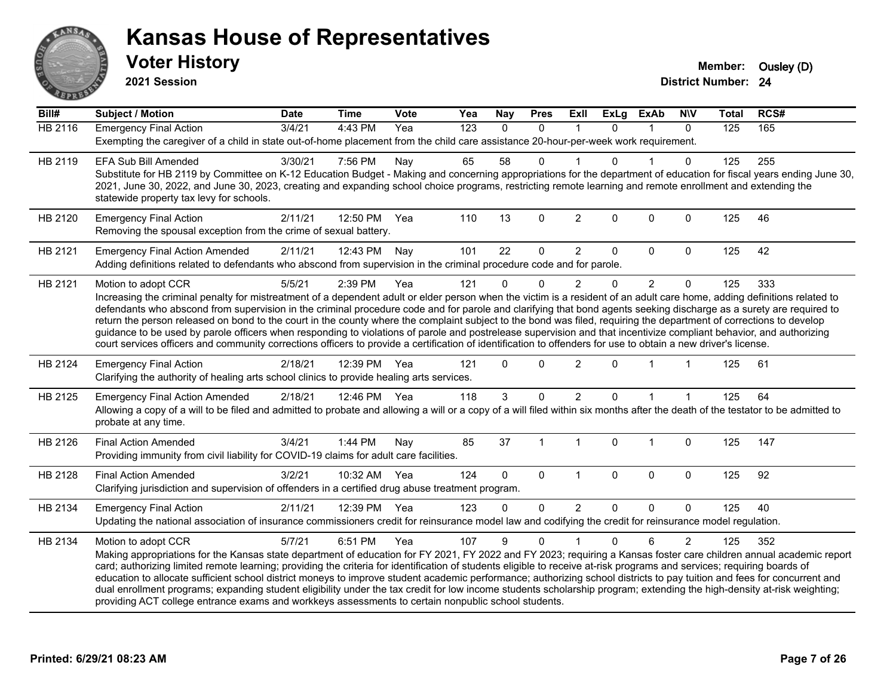# Kansas House of Representatives

## Voter History

**2021 Session**

**Member:** Ousley (D)
**District Number:** 24

| Bill# | Subject / Motion | Date | Time | Vote | Yea | Nay | Pres | ExII | ExLg | ExAb | N\V | Total | RCS# |
|---|---|---|---|---|---|---|---|---|---|---|---|---|---|
| HB 2116 | Emergency Final Action | 3/4/21 | 4:43 PM | Yea | 123 | 0 | 0 | 1 | 0 | 1 | 0 | 125 | 165 |
| | Exempting the caregiver of a child in state out-of-home placement from the child care assistance 20-hour-per-week work requirement. | | | | | | | | | | | | |
| HB 2119 | EFA Sub Bill Amended | 3/30/21 | 7:56 PM | Nay | 65 | 58 | 0 | 1 | 0 | 1 | 0 | 125 | 255 |
| | Substitute for HB 2119 by Committee on K-12 Education Budget - Making and concerning appropriations for the department of education for fiscal years ending June 30, 2021, June 30, 2022, and June 30, 2023, creating and expanding school choice programs, restricting remote learning and remote enrollment and extending the statewide property tax levy for schools. | | | | | | | | | | | | |
| HB 2120 | Emergency Final Action | 2/11/21 | 12:50 PM | Yea | 110 | 13 | 0 | 2 | 0 | 0 | 0 | 125 | 46 |
| | Removing the spousal exception from the crime of sexual battery. | | | | | | | | | | | | |
| HB 2121 | Emergency Final Action Amended | 2/11/21 | 12:43 PM | Nay | 101 | 22 | 0 | 2 | 0 | 0 | 0 | 125 | 42 |
| | Adding definitions related to defendants who abscond from supervision in the criminal procedure code and for parole. | | | | | | | | | | | | |
| HB 2121 | Motion to adopt CCR | 5/5/21 | 2:39 PM | Yea | 121 | 0 | 0 | 2 | 0 | 2 | 0 | 125 | 333 |
| | Increasing the criminal penalty for mistreatment of a dependent adult or elder person when the victim is a resident of an adult care home, adding definitions related to defendants who abscond from supervision in the criminal procedure code and for parole and clarifying that bond agents seeking discharge as a surety are required to return the person released on bond to the court in the county where the complaint subject to the bond was filed, requiring the department of corrections to develop guidance to be used by parole officers when responding to violations of parole and postrelease supervision and that incentivize compliant behavior, and authorizing court services officers and community corrections officers to provide a certification of identification to offenders for use to obtain a new driver's license. | | | | | | | | | | | | |
| HB 2124 | Emergency Final Action | 2/18/21 | 12:39 PM | Yea | 121 | 0 | 0 | 2 | 0 | 1 | 1 | 125 | 61 |
| | Clarifying the authority of healing arts school clinics to provide healing arts services. | | | | | | | | | | | | |
| HB 2125 | Emergency Final Action Amended | 2/18/21 | 12:46 PM | Yea | 118 | 3 | 0 | 2 | 0 | 1 | 1 | 125 | 64 |
| | Allowing a copy of a will to be filed and admitted to probate and allowing a will or a copy of a will filed within six months after the death of the testator to be admitted to probate at any time. | | | | | | | | | | | | |
| HB 2126 | Final Action Amended | 3/4/21 | 1:44 PM | Nay | 85 | 37 | 1 | 1 | 0 | 1 | 0 | 125 | 147 |
| | Providing immunity from civil liability for COVID-19 claims for adult care facilities. | | | | | | | | | | | | |
| HB 2128 | Final Action Amended | 3/2/21 | 10:32 AM | Yea | 124 | 0 | 0 | 1 | 0 | 0 | 0 | 125 | 92 |
| | Clarifying jurisdiction and supervision of offenders in a certified drug abuse treatment program. | | | | | | | | | | | | |
| HB 2134 | Emergency Final Action | 2/11/21 | 12:39 PM | Yea | 123 | 0 | 0 | 2 | 0 | 0 | 0 | 125 | 40 |
| | Updating the national association of insurance commissioners credit for reinsurance model law and codifying the credit for reinsurance model regulation. | | | | | | | | | | | | |
| HB 2134 | Motion to adopt CCR | 5/7/21 | 6:51 PM | Yea | 107 | 9 | 0 | 1 | 0 | 6 | 2 | 125 | 352 |
| | Making appropriations for the Kansas state department of education for FY 2021, FY 2022 and FY 2023; requiring a Kansas foster care children annual academic report card; authorizing limited remote learning; providing the criteria for identification of students eligible to receive at-risk programs and services; requiring boards of education to allocate sufficient school district moneys to improve student academic performance; authorizing school districts to pay tuition and fees for concurrent and dual enrollment programs; expanding student eligibility under the tax credit for low income students scholarship program; extending the high-density at-risk weighting; providing ACT college entrance exams and workkeys assessments to certain nonpublic school students. | | | | | | | | | | | | |

Printed: 6/29/21 08:23 AM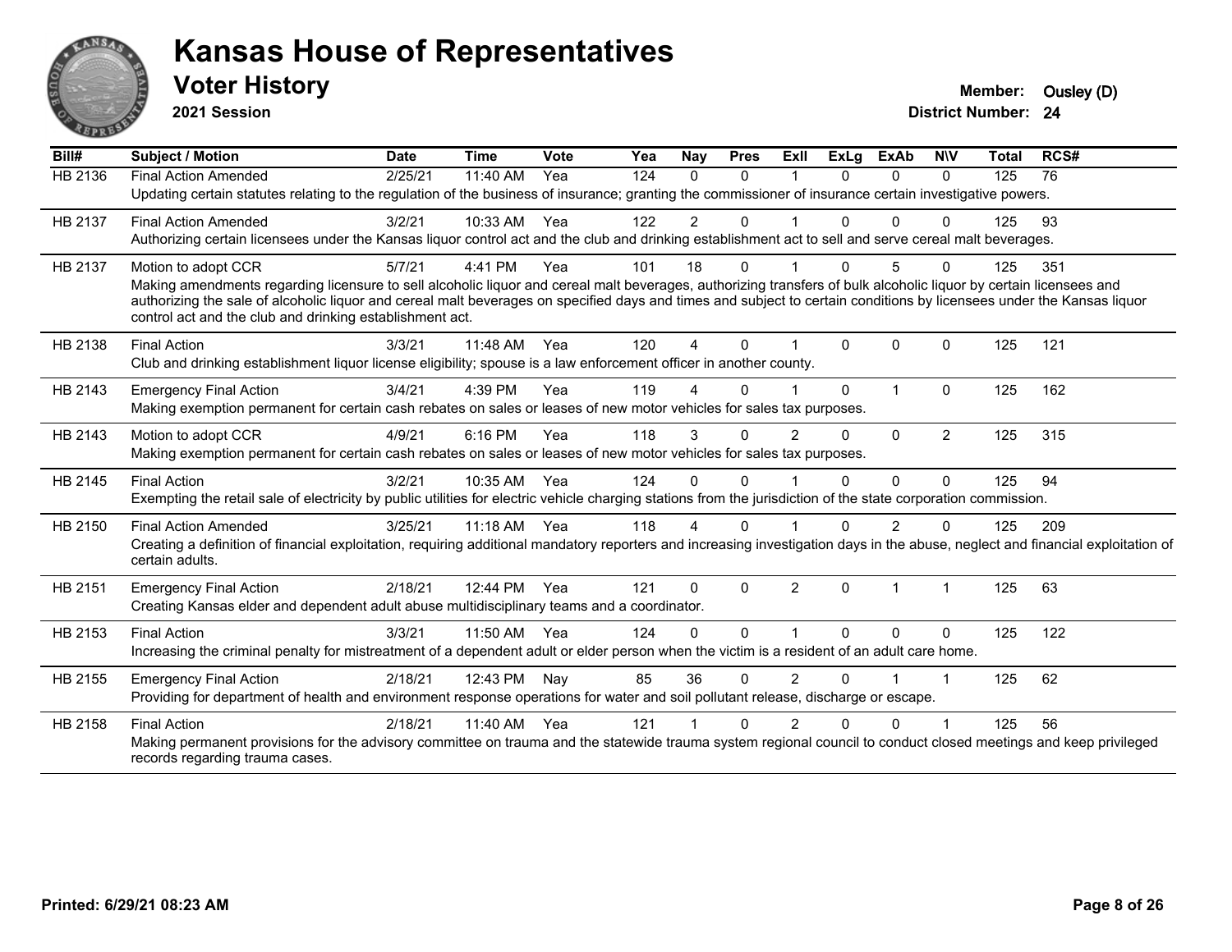# Kansas House of Representatives

## Voter History

**2021 Session**

**Member:** Ousley (D)
**District Number:** 24

| Bill# | Subject / Motion | Date | Time | Vote | Yea | Nay | Pres | ExII | ExLg | ExAb | N\V | Total | RCS# |
|---|---|---|---|---|---|---|---|---|---|---|---|---|---|
| HB 2136 | Final Action Amended | 2/25/21 | 11:40 AM | Yea | 124 | 0 | 0 | 1 | 0 | 0 | 0 | 125 | 76 |
| | Updating certain statutes relating to the regulation of the business of insurance; granting the commissioner of insurance certain investigative powers. | | | | | | | | | | | | |
| HB 2137 | Final Action Amended | 3/2/21 | 10:33 AM | Yea | 122 | 2 | 0 | 1 | 0 | 0 | 0 | 125 | 93 |
| | Authorizing certain licensees under the Kansas liquor control act and the club and drinking establishment act to sell and serve cereal malt beverages. | | | | | | | | | | | | |
| HB 2137 | Motion to adopt CCR | 5/7/21 | 4:41 PM | Yea | 101 | 18 | 0 | 1 | 0 | 5 | 0 | 125 | 351 |
| | Making amendments regarding licensure to sell alcoholic liquor and cereal malt beverages, authorizing transfers of bulk alcoholic liquor by certain licensees and authorizing the sale of alcoholic liquor and cereal malt beverages on specified days and times and subject to certain conditions by licensees under the Kansas liquor control act and the club and drinking establishment act. | | | | | | | | | | | | |
| HB 2138 | Final Action | 3/3/21 | 11:48 AM | Yea | 120 | 4 | 0 | 1 | 0 | 0 | 0 | 125 | 121 |
| | Club and drinking establishment liquor license eligibility; spouse is a law enforcement officer in another county. | | | | | | | | | | | | |
| HB 2143 | Emergency Final Action | 3/4/21 | 4:39 PM | Yea | 119 | 4 | 0 | 1 | 0 | 1 | 0 | 125 | 162 |
| | Making exemption permanent for certain cash rebates on sales or leases of new motor vehicles for sales tax purposes. | | | | | | | | | | | | |
| HB 2143 | Motion to adopt CCR | 4/9/21 | 6:16 PM | Yea | 118 | 3 | 0 | 2 | 0 | 0 | 2 | 125 | 315 |
| | Making exemption permanent for certain cash rebates on sales or leases of new motor vehicles for sales tax purposes. | | | | | | | | | | | | |
| HB 2145 | Final Action | 3/2/21 | 10:35 AM | Yea | 124 | 0 | 0 | 1 | 0 | 0 | 0 | 125 | 94 |
| | Exempting the retail sale of electricity by public utilities for electric vehicle charging stations from the jurisdiction of the state corporation commission. | | | | | | | | | | | | |
| HB 2150 | Final Action Amended | 3/25/21 | 11:18 AM | Yea | 118 | 4 | 0 | 1 | 0 | 2 | 0 | 125 | 209 |
| | Creating a definition of financial exploitation, requiring additional mandatory reporters and increasing investigation days in the abuse, neglect and financial exploitation of certain adults. | | | | | | | | | | | | |
| HB 2151 | Emergency Final Action | 2/18/21 | 12:44 PM | Yea | 121 | 0 | 0 | 2 | 0 | 1 | 1 | 125 | 63 |
| | Creating Kansas elder and dependent adult abuse multidisciplinary teams and a coordinator. | | | | | | | | | | | | |
| HB 2153 | Final Action | 3/3/21 | 11:50 AM | Yea | 124 | 0 | 0 | 1 | 0 | 0 | 0 | 125 | 122 |
| | Increasing the criminal penalty for mistreatment of a dependent adult or elder person when the victim is a resident of an adult care home. | | | | | | | | | | | | |
| HB 2155 | Emergency Final Action | 2/18/21 | 12:43 PM | Nay | 85 | 36 | 0 | 2 | 0 | 1 | 1 | 125 | 62 |
| | Providing for department of health and environment response operations for water and soil pollutant release, discharge or escape. | | | | | | | | | | | | |
| HB 2158 | Final Action | 2/18/21 | 11:40 AM | Yea | 121 | 1 | 0 | 2 | 0 | 0 | 1 | 125 | 56 |
| | Making permanent provisions for the advisory committee on trauma and the statewide trauma system regional council to conduct closed meetings and keep privileged records regarding trauma cases. | | | | | | | | | | | | |

**Printed: 6/29/21 08:23 AM**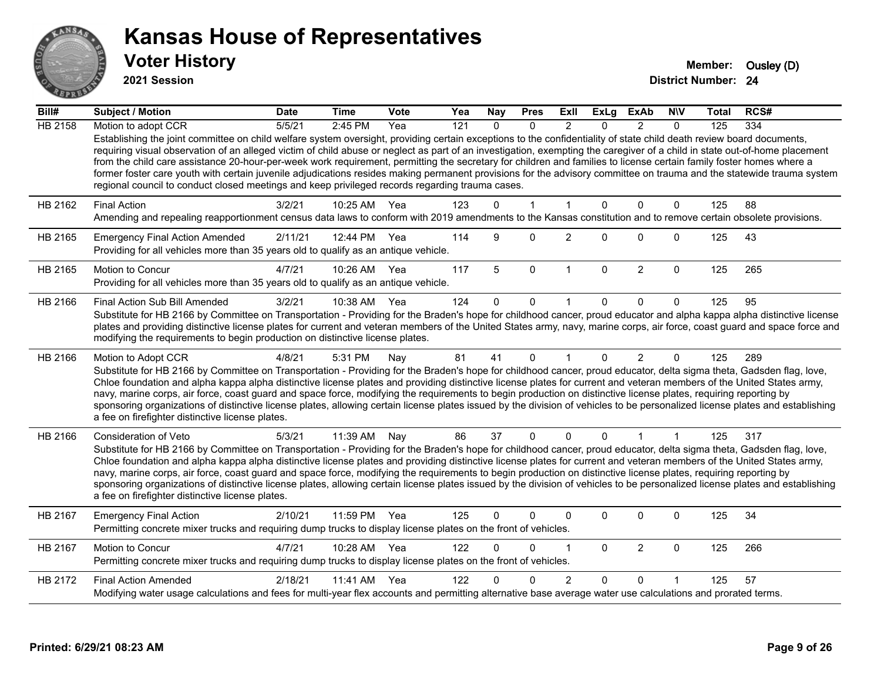# Kansas House of Representatives

## Voter History

**2021 Session**

**Member:** Ousley (D)
**District Number:** 24

| Bill# | Subject / Motion | Date | Time | Vote | Yea | Nay | Pres | ExII | ExLg | ExAb | N\V | Total | RCS# |
|---|---|---|---|---|---|---|---|---|---|---|---|---|---|
| HB 2158 | Motion to adopt CCR | 5/5/21 | 2:45 PM | Yea | 121 | 0 | 0 | 2 | 0 | 2 | 0 | 125 | 334 |
| | Establishing the joint committee on child welfare system oversight, providing certain exceptions to the confidentiality of state child death review board documents, requiring visual observation of an alleged victim of child abuse or neglect as part of an investigation, exempting the caregiver of a child in state out-of-home placement from the child care assistance 20-hour-per-week work requirement, permitting the secretary for children and families to license certain family foster homes where a former foster care youth with certain juvenile adjudications resides making permanent provisions for the advisory committee on trauma and the statewide trauma system regional council to conduct closed meetings and keep privileged records regarding trauma cases. | | | | | | | | | | | | |
| HB 2162 | Final Action | 3/2/21 | 10:25 AM | Yea | 123 | 0 | 1 | 1 | 0 | 0 | 0 | 125 | 88 |
| | Amending and repealing reapportionment census data laws to conform with 2019 amendments to the Kansas constitution and to remove certain obsolete provisions. | | | | | | | | | | | | |
| HB 2165 | Emergency Final Action Amended | 2/11/21 | 12:44 PM | Yea | 114 | 9 | 0 | 2 | 0 | 0 | 0 | 125 | 43 |
| | Providing for all vehicles more than 35 years old to qualify as an antique vehicle. | | | | | | | | | | | | |
| HB 2165 | Motion to Concur | 4/7/21 | 10:26 AM | Yea | 117 | 5 | 0 | 1 | 0 | 2 | 0 | 125 | 265 |
| | Providing for all vehicles more than 35 years old to qualify as an antique vehicle. | | | | | | | | | | | | |
| HB 2166 | Final Action Sub Bill Amended | 3/2/21 | 10:38 AM | Yea | 124 | 0 | 0 | 1 | 0 | 0 | 0 | 125 | 95 |
| | Substitute for HB 2166 by Committee on Transportation - Providing for the Braden's hope for childhood cancer, proud educator and alpha kappa alpha distinctive license plates and providing distinctive license plates for current and veteran members of the United States army, navy, marine corps, air force, coast guard and space force and modifying the requirements to begin production on distinctive license plates. | | | | | | | | | | | | |
| HB 2166 | Motion to Adopt CCR | 4/8/21 | 5:31 PM | Nay | 81 | 41 | 0 | 1 | 0 | 2 | 0 | 125 | 289 |
| | Substitute for HB 2166 by Committee on Transportation - Providing for the Braden's hope for childhood cancer, proud educator, delta sigma theta, Gadsden flag, love, Chloe foundation and alpha kappa alpha distinctive license plates and providing distinctive license plates for current and veteran members of the United States army, navy, marine corps, air force, coast guard and space force, modifying the requirements to begin production on distinctive license plates, requiring reporting by sponsoring organizations of distinctive license plates, allowing certain license plates issued by the division of vehicles to be personalized license plates and establishing a fee on firefighter distinctive license plates. | | | | | | | | | | | | |
| HB 2166 | Consideration of Veto | 5/3/21 | 11:39 AM | Nay | 86 | 37 | 0 | 0 | 0 | 1 | 1 | 125 | 317 |
| | Substitute for HB 2166 by Committee on Transportation - Providing for the Braden's hope for childhood cancer, proud educator, delta sigma theta, Gadsden flag, love, Chloe foundation and alpha kappa alpha distinctive license plates and providing distinctive license plates for current and veteran members of the United States army, navy, marine corps, air force, coast guard and space force, modifying the requirements to begin production on distinctive license plates, requiring reporting by sponsoring organizations of distinctive license plates, allowing certain license plates issued by the division of vehicles to be personalized license plates and establishing a fee on firefighter distinctive license plates. | | | | | | | | | | | | |
| HB 2167 | Emergency Final Action | 2/10/21 | 11:59 PM | Yea | 125 | 0 | 0 | 0 | 0 | 0 | 0 | 125 | 34 |
| | Permitting concrete mixer trucks and requiring dump trucks to display license plates on the front of vehicles. | | | | | | | | | | | | |
| HB 2167 | Motion to Concur | 4/7/21 | 10:28 AM | Yea | 122 | 0 | 0 | 1 | 0 | 2 | 0 | 125 | 266 |
| | Permitting concrete mixer trucks and requiring dump trucks to display license plates on the front of vehicles. | | | | | | | | | | | | |
| HB 2172 | Final Action Amended | 2/18/21 | 11:41 AM | Yea | 122 | 0 | 0 | 2 | 0 | 0 | 1 | 125 | 57 |
| | Modifying water usage calculations and fees for multi-year flex accounts and permitting alternative base average water use calculations and prorated terms. | | | | | | | | | | | | |

**Printed: 6/29/21 08:23 AM**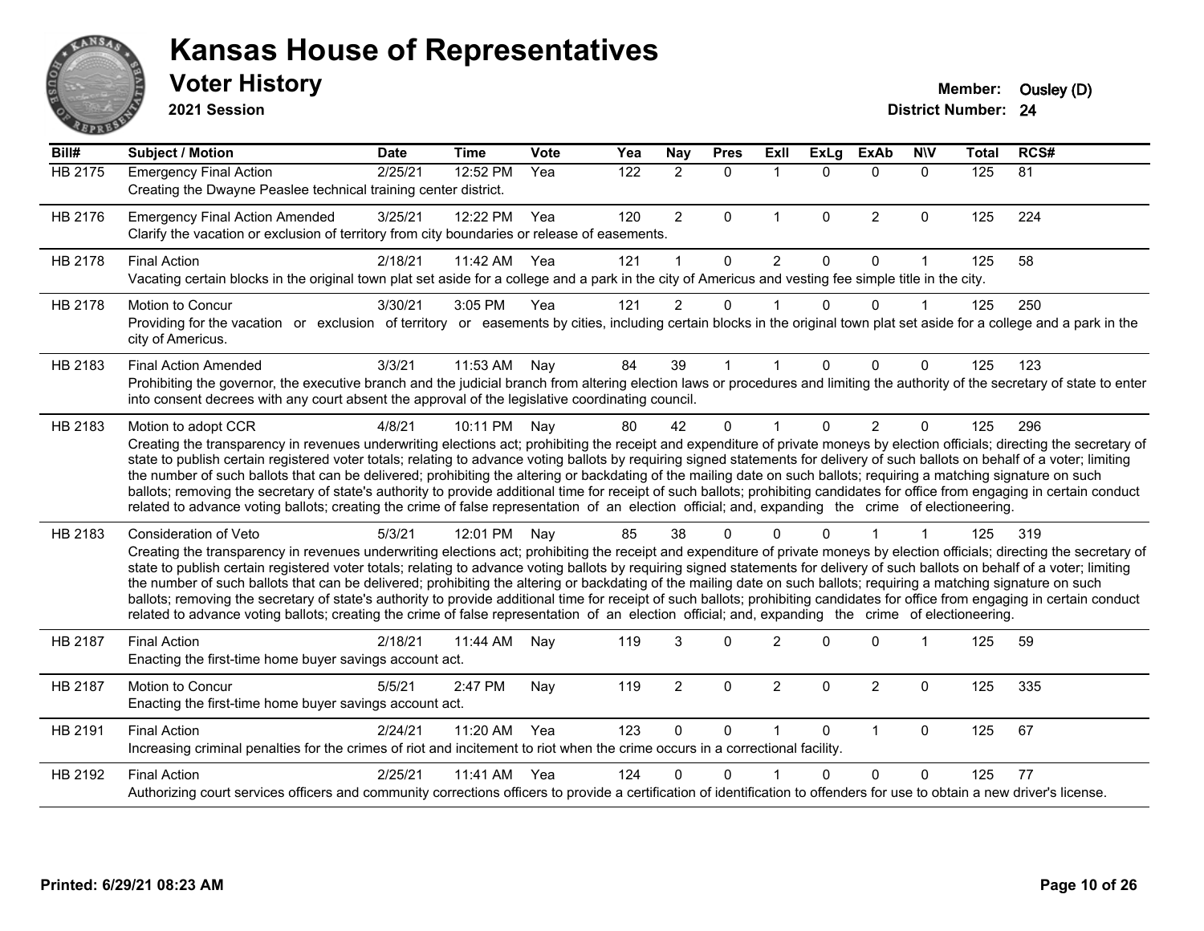# Kansas House of Representatives

## Voter History

**2021 Session**

**Member:** Ousley (D)
**District Number:** 24

| Bill# | Subject / Motion | Date | Time | Vote | Yea | Nay | Pres | ExII | ExLg | ExAb | N\V | Total | RCS# |
|---|---|---|---|---|---|---|---|---|---|---|---|---|---|
| HB 2175 | Emergency Final Action | 2/25/21 | 12:52 PM | Yea | 122 | 2 | 0 | 1 | 0 | 0 | 0 | 125 | 81 |
| | Creating the Dwayne Peaslee technical training center district. | | | | | | | | | | | | |
| HB 2176 | Emergency Final Action Amended | 3/25/21 | 12:22 PM | Yea | 120 | 2 | 0 | 1 | 0 | 2 | 0 | 125 | 224 |
| | Clarify the vacation or exclusion of territory from city boundaries or release of easements. | | | | | | | | | | | | |
| HB 2178 | Final Action | 2/18/21 | 11:42 AM | Yea | 121 | 1 | 0 | 2 | 0 | 0 | 1 | 125 | 58 |
| | Vacating certain blocks in the original town plat set aside for a college and a park in the city of Americus and vesting fee simple title in the city. | | | | | | | | | | | | |
| HB 2178 | Motion to Concur | 3/30/21 | 3:05 PM | Yea | 121 | 2 | 0 | 1 | 0 | 0 | 1 | 125 | 250 |
| | Providing for the vacation or exclusion of territory or easements by cities, including certain blocks in the original town plat set aside for a college and a park in the city of Americus. | | | | | | | | | | | | |
| HB 2183 | Final Action Amended | 3/3/21 | 11:53 AM | Nay | 84 | 39 | 1 | 1 | 0 | 0 | 0 | 125 | 123 |
| | Prohibiting the governor, the executive branch and the judicial branch from altering election laws or procedures and limiting the authority of the secretary of state to enter into consent decrees with any court absent the approval of the legislative coordinating council. | | | | | | | | | | | | |
| HB 2183 | Motion to adopt CCR | 4/8/21 | 10:11 PM | Nay | 80 | 42 | 0 | 1 | 0 | 2 | 0 | 125 | 296 |
| | Creating the transparency in revenues underwriting elections act; prohibiting the receipt and expenditure of private moneys by election officials; directing the secretary of state to publish certain registered voter totals; relating to advance voting ballots by requiring signed statements for delivery of such ballots on behalf of a voter; limiting the number of such ballots that can be delivered; prohibiting the altering or backdating of the mailing date on such ballots; requiring a matching signature on such ballots; removing the secretary of state's authority to provide additional time for receipt of such ballots; prohibiting candidates for office from engaging in certain conduct related to advance voting ballots; creating the crime of false representation of an election official; and, expanding the crime of electioneering. | | | | | | | | | | | | |
| HB 2183 | Consideration of Veto | 5/3/21 | 12:01 PM | Nay | 85 | 38 | 0 | 0 | 0 | 1 | 1 | 125 | 319 |
| | Creating the transparency in revenues underwriting elections act; prohibiting the receipt and expenditure of private moneys by election officials; directing the secretary of state to publish certain registered voter totals; relating to advance voting ballots by requiring signed statements for delivery of such ballots on behalf of a voter; limiting the number of such ballots that can be delivered; prohibiting the altering or backdating of the mailing date on such ballots; requiring a matching signature on such ballots; removing the secretary of state's authority to provide additional time for receipt of such ballots; prohibiting candidates for office from engaging in certain conduct related to advance voting ballots; creating the crime of false representation of an election official; and, expanding the crime of electioneering. | | | | | | | | | | | | |
| HB 2187 | Final Action | 2/18/21 | 11:44 AM | Nay | 119 | 3 | 0 | 2 | 0 | 0 | 1 | 125 | 59 |
| | Enacting the first-time home buyer savings account act. | | | | | | | | | | | | |
| HB 2187 | Motion to Concur | 5/5/21 | 2:47 PM | Nay | 119 | 2 | 0 | 2 | 0 | 2 | 0 | 125 | 335 |
| | Enacting the first-time home buyer savings account act. | | | | | | | | | | | | |
| HB 2191 | Final Action | 2/24/21 | 11:20 AM | Yea | 123 | 0 | 0 | 1 | 0 | 1 | 0 | 125 | 67 |
| | Increasing criminal penalties for the crimes of riot and incitement to riot when the crime occurs in a correctional facility. | | | | | | | | | | | | |
| HB 2192 | Final Action | 2/25/21 | 11:41 AM | Yea | 124 | 0 | 0 | 1 | 0 | 0 | 0 | 125 | 77 |
| | Authorizing court services officers and community corrections officers to provide a certification of identification to offenders for use to obtain a new driver's license. | | | | | | | | | | | | |

**Printed: 6/29/21 08:23 AM**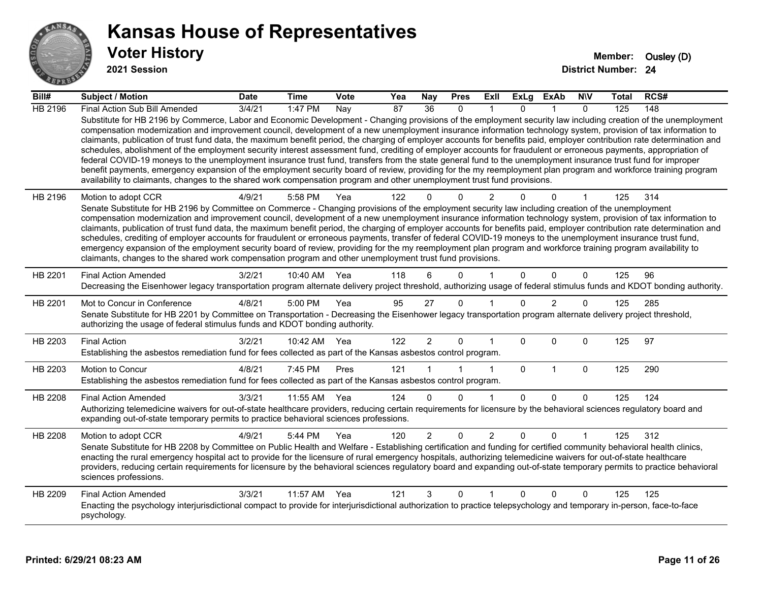# Kansas House of Representatives

## Voter History

**2021 Session**

**Member:** Ousley (D)

**District Number:** 24

| Bill# | Subject / Motion | Date | Time | Vote | Yea | Nay | Pres | ExII | ExLg | ExAb | N\V | Total | RCS# |
|---|---|---|---|---|---|---|---|---|---|---|---|---|---|
| HB 2196 | Final Action Sub Bill Amended | 3/4/21 | 1:47 PM | Nay | 87 | 36 | 0 | 1 | 0 | 1 | 0 | 125 | 148 |
| | Substitute for HB 2196 by Commerce, Labor and Economic Development - Changing provisions of the employment security law including creation of the unemployment compensation modernization and improvement council, development of a new unemployment insurance information technology system, provision of tax information to claimants, publication of trust fund data, the maximum benefit period, the charging of employer accounts for benefits paid, employer contribution rate determination and schedules, abolishment of the employment security interest assessment fund, crediting of employer accounts for fraudulent or erroneous payments, appropriation of federal COVID-19 moneys to the unemployment insurance trust fund, transfers from the state general fund to the unemployment insurance trust fund for improper benefit payments, emergency expansion of the employment security board of review, providing for the my reemployment plan program and workforce training program availability to claimants, changes to the shared work compensation program and other unemployment trust fund provisions. | | | | | | | | | | | | |
| HB 2196 | Motion to adopt CCR | 4/9/21 | 5:58 PM | Yea | 122 | 0 | 0 | 2 | 0 | 0 | 1 | 125 | 314 |
| | Senate Substitute for HB 2196 by Committee on Commerce - Changing provisions of the employment security law including creation of the unemployment compensation modernization and improvement council, development of a new unemployment insurance information technology system, provision of tax information to claimants, publication of trust fund data, the maximum benefit period, the charging of employer accounts for benefits paid, employer contribution rate determination and schedules, crediting of employer accounts for fraudulent or erroneous payments, transfer of federal COVID-19 moneys to the unemployment insurance trust fund, emergency expansion of the employment security board of review, providing for the my reemployment plan program and workforce training program availability to claimants, changes to the shared work compensation program and other unemployment trust fund provisions. | | | | | | | | | | | | |
| HB 2201 | Final Action Amended | 3/2/21 | 10:40 AM | Yea | 118 | 6 | 0 | 1 | 0 | 0 | 0 | 125 | 96 |
| | Decreasing the Eisenhower legacy transportation program alternate delivery project threshold, authorizing usage of federal stimulus funds and KDOT bonding authority. | | | | | | | | | | | | |
| HB 2201 | Mot to Concur in Conference | 4/8/21 | 5:00 PM | Yea | 95 | 27 | 0 | 1 | 0 | 2 | 0 | 125 | 285 |
| | Senate Substitute for HB 2201 by Committee on Transportation - Decreasing the Eisenhower legacy transportation program alternate delivery project threshold, authorizing the usage of federal stimulus funds and KDOT bonding authority. | | | | | | | | | | | | |
| HB 2203 | Final Action | 3/2/21 | 10:42 AM | Yea | 122 | 2 | 0 | 1 | 0 | 0 | 0 | 125 | 97 |
| | Establishing the asbestos remediation fund for fees collected as part of the Kansas asbestos control program. | | | | | | | | | | | | |
| HB 2203 | Motion to Concur | 4/8/21 | 7:45 PM | Pres | 121 | 1 | 1 | 1 | 0 | 1 | 0 | 125 | 290 |
| | Establishing the asbestos remediation fund for fees collected as part of the Kansas asbestos control program. | | | | | | | | | | | | |
| HB 2208 | Final Action Amended | 3/3/21 | 11:55 AM | Yea | 124 | 0 | 0 | 1 | 0 | 0 | 0 | 125 | 124 |
| | Authorizing telemedicine waivers for out-of-state healthcare providers, reducing certain requirements for licensure by the behavioral sciences regulatory board and expanding out-of-state temporary permits to practice behavioral sciences professions. | | | | | | | | | | | | |
| HB 2208 | Motion to adopt CCR | 4/9/21 | 5:44 PM | Yea | 120 | 2 | 0 | 2 | 0 | 0 | 1 | 125 | 312 |
| | Senate Substitute for HB 2208 by Committee on Public Health and Welfare - Establishing certification and funding for certified community behavioral health clinics, enacting the rural emergency hospital act to provide for the licensure of rural emergency hospitals, authorizing telemedicine waivers for out-of-state healthcare providers, reducing certain requirements for licensure by the behavioral sciences regulatory board and expanding out-of-state temporary permits to practice behavioral sciences professions. | | | | | | | | | | | | |
| HB 2209 | Final Action Amended | 3/3/21 | 11:57 AM | Yea | 121 | 3 | 0 | 1 | 0 | 0 | 0 | 125 | 125 |
| | Enacting the psychology interjurisdictional compact to provide for interjurisdictional authorization to practice telepsychology and temporary in-person, face-to-face psychology. | | | | | | | | | | | | |

**Printed: 6/29/21 08:23 AM**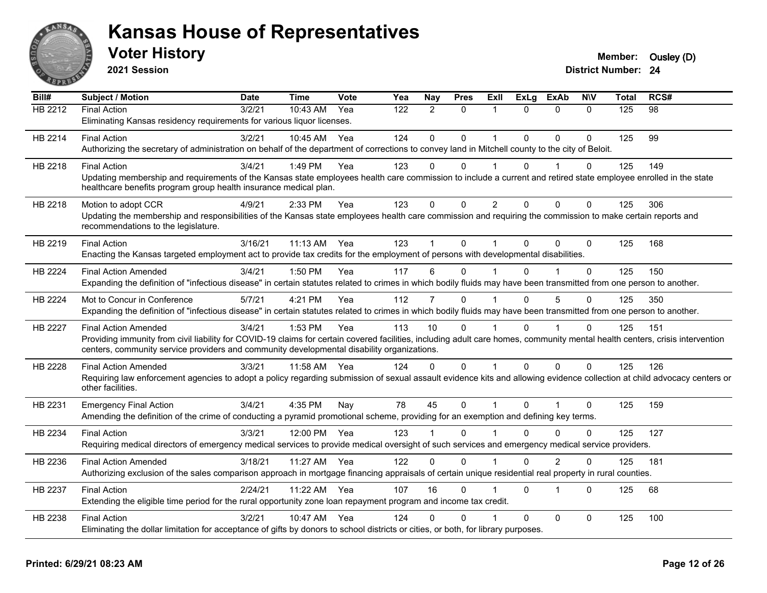# Kansas House of Representatives

## Voter History

**2021 Session**

**Member:** Ousley (D)
**District Number:** 24

| Bill# | Subject / Motion | Date | Time | Vote | Yea | Nay | Pres | ExII | ExLg | ExAb | N\V | Total | RCS# |
|---|---|---|---|---|---|---|---|---|---|---|---|---|---|
| HB 2212 | Final Action | 3/2/21 | 10:43 AM | Yea | 122 | 2 | 0 | 1 | 0 | 0 | 0 | 125 | 98 |
| | Eliminating Kansas residency requirements for various liquor licenses. | | | | | | | | | | | | |
| HB 2214 | Final Action | 3/2/21 | 10:45 AM | Yea | 124 | 0 | 0 | 1 | 0 | 0 | 0 | 125 | 99 |
| | Authorizing the secretary of administration on behalf of the department of corrections to convey land in Mitchell county to the city of Beloit. | | | | | | | | | | | | |
| HB 2218 | Final Action | 3/4/21 | 1:49 PM | Yea | 123 | 0 | 0 | 1 | 0 | 1 | 0 | 125 | 149 |
| | Updating membership and requirements of the Kansas state employees health care commission to include a current and retired state employee enrolled in the state healthcare benefits program group health insurance medical plan. | | | | | | | | | | | | |
| HB 2218 | Motion to adopt CCR | 4/9/21 | 2:33 PM | Yea | 123 | 0 | 0 | 2 | 0 | 0 | 0 | 125 | 306 |
| | Updating the membership and responsibilities of the Kansas state employees health care commission and requiring the commission to make certain reports and recommendations to the legislature. | | | | | | | | | | | | |
| HB 2219 | Final Action | 3/16/21 | 11:13 AM | Yea | 123 | 1 | 0 | 1 | 0 | 0 | 0 | 125 | 168 |
| | Enacting the Kansas targeted employment act to provide tax credits for the employment of persons with developmental disabilities. | | | | | | | | | | | | |
| HB 2224 | Final Action Amended | 3/4/21 | 1:50 PM | Yea | 117 | 6 | 0 | 1 | 0 | 1 | 0 | 125 | 150 |
| | Expanding the definition of "infectious disease" in certain statutes related to crimes in which bodily fluids may have been transmitted from one person to another. | | | | | | | | | | | | |
| HB 2224 | Mot to Concur in Conference | 5/7/21 | 4:21 PM | Yea | 112 | 7 | 0 | 1 | 0 | 5 | 0 | 125 | 350 |
| | Expanding the definition of "infectious disease" in certain statutes related to crimes in which bodily fluids may have been transmitted from one person to another. | | | | | | | | | | | | |
| HB 2227 | Final Action Amended | 3/4/21 | 1:53 PM | Yea | 113 | 10 | 0 | 1 | 0 | 1 | 0 | 125 | 151 |
| | Providing immunity from civil liability for COVID-19 claims for certain covered facilities, including adult care homes, community mental health centers, crisis intervention centers, community service providers and community developmental disability organizations. | | | | | | | | | | | | |
| HB 2228 | Final Action Amended | 3/3/21 | 11:58 AM | Yea | 124 | 0 | 0 | 1 | 0 | 0 | 0 | 125 | 126 |
| | Requiring law enforcement agencies to adopt a policy regarding submission of sexual assault evidence kits and allowing evidence collection at child advocacy centers or other facilities. | | | | | | | | | | | | |
| HB 2231 | Emergency Final Action | 3/4/21 | 4:35 PM | Nay | 78 | 45 | 0 | 1 | 0 | 1 | 0 | 125 | 159 |
| | Amending the definition of the crime of conducting a pyramid promotional scheme, providing for an exemption and defining key terms. | | | | | | | | | | | | |
| HB 2234 | Final Action | 3/3/21 | 12:00 PM | Yea | 123 | 1 | 0 | 1 | 0 | 0 | 0 | 125 | 127 |
| | Requiring medical directors of emergency medical services to provide medical oversight of such services and emergency medical service providers. | | | | | | | | | | | | |
| HB 2236 | Final Action Amended | 3/18/21 | 11:27 AM | Yea | 122 | 0 | 0 | 1 | 0 | 2 | 0 | 125 | 181 |
| | Authorizing exclusion of the sales comparison approach in mortgage financing appraisals of certain unique residential real property in rural counties. | | | | | | | | | | | | |
| HB 2237 | Final Action | 2/24/21 | 11:22 AM | Yea | 107 | 16 | 0 | 1 | 0 | 1 | 0 | 125 | 68 |
| | Extending the eligible time period for the rural opportunity zone loan repayment program and income tax credit. | | | | | | | | | | | | |
| HB 2238 | Final Action | 3/2/21 | 10:47 AM | Yea | 124 | 0 | 0 | 1 | 0 | 0 | 0 | 125 | 100 |
| | Eliminating the dollar limitation for acceptance of gifts by donors to school districts or cities, or both, for library purposes. | | | | | | | | | | | | |

**Printed: 6/29/21 08:23 AM**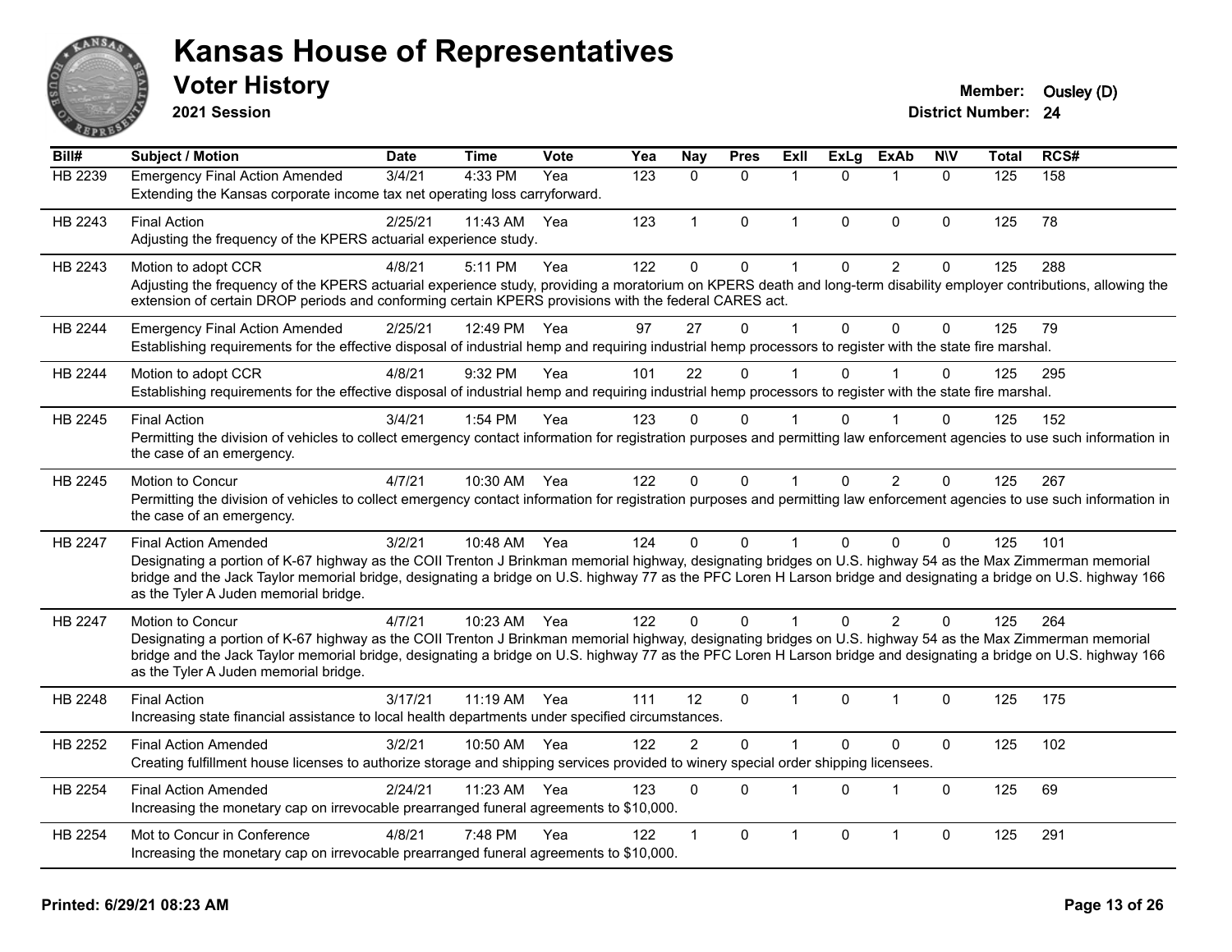# Kansas House of Representatives

## Voter History

**2021 Session**

**Member:** Ousley (D)
**District Number:** 24

| Bill# | Subject / Motion | Date | Time | Vote | Yea | Nay | Pres | ExII | ExLg | ExAb | N\V | Total | RCS# |
|---|---|---|---|---|---|---|---|---|---|---|---|---|---|
| HB 2239 | Emergency Final Action Amended | 3/4/21 | 4:33 PM | Yea | 123 | 0 | 0 | 1 | 0 | 1 | 0 | 125 | 158 |
| | Extending the Kansas corporate income tax net operating loss carryforward. | | | | | | | | | | | | |
| HB 2243 | Final Action | 2/25/21 | 11:43 AM | Yea | 123 | 1 | 0 | 1 | 0 | 0 | 0 | 125 | 78 |
| | Adjusting the frequency of the KPERS actuarial experience study. | | | | | | | | | | | | |
| HB 2243 | Motion to adopt CCR | 4/8/21 | 5:11 PM | Yea | 122 | 0 | 0 | 1 | 0 | 2 | 0 | 125 | 288 |
| | Adjusting the frequency of the KPERS actuarial experience study, providing a moratorium on KPERS death and long-term disability employer contributions, allowing the extension of certain DROP periods and conforming certain KPERS provisions with the federal CARES act. | | | | | | | | | | | | |
| HB 2244 | Emergency Final Action Amended | 2/25/21 | 12:49 PM | Yea | 97 | 27 | 0 | 1 | 0 | 0 | 0 | 125 | 79 |
| | Establishing requirements for the effective disposal of industrial hemp and requiring industrial hemp processors to register with the state fire marshal. | | | | | | | | | | | | |
| HB 2244 | Motion to adopt CCR | 4/8/21 | 9:32 PM | Yea | 101 | 22 | 0 | 1 | 0 | 1 | 0 | 125 | 295 |
| | Establishing requirements for the effective disposal of industrial hemp and requiring industrial hemp processors to register with the state fire marshal. | | | | | | | | | | | | |
| HB 2245 | Final Action | 3/4/21 | 1:54 PM | Yea | 123 | 0 | 0 | 1 | 0 | 1 | 0 | 125 | 152 |
| | Permitting the division of vehicles to collect emergency contact information for registration purposes and permitting law enforcement agencies to use such information in the case of an emergency. | | | | | | | | | | | | |
| HB 2245 | Motion to Concur | 4/7/21 | 10:30 AM | Yea | 122 | 0 | 0 | 1 | 0 | 2 | 0 | 125 | 267 |
| | Permitting the division of vehicles to collect emergency contact information for registration purposes and permitting law enforcement agencies to use such information in the case of an emergency. | | | | | | | | | | | | |
| HB 2247 | Final Action Amended | 3/2/21 | 10:48 AM | Yea | 124 | 0 | 0 | 1 | 0 | 0 | 0 | 125 | 101 |
| | Designating a portion of K-67 highway as the COII Trenton J Brinkman memorial highway, designating bridges on U.S. highway 54 as the Max Zimmerman memorial bridge and the Jack Taylor memorial bridge, designating a bridge on U.S. highway 77 as the PFC Loren H Larson bridge and designating a bridge on U.S. highway 166 as the Tyler A Juden memorial bridge. | | | | | | | | | | | | |
| HB 2247 | Motion to Concur | 4/7/21 | 10:23 AM | Yea | 122 | 0 | 0 | 1 | 0 | 2 | 0 | 125 | 264 |
| | Designating a portion of K-67 highway as the COII Trenton J Brinkman memorial highway, designating bridges on U.S. highway 54 as the Max Zimmerman memorial bridge and the Jack Taylor memorial bridge, designating a bridge on U.S. highway 77 as the PFC Loren H Larson bridge and designating a bridge on U.S. highway 166 as the Tyler A Juden memorial bridge. | | | | | | | | | | | | |
| HB 2248 | Final Action | 3/17/21 | 11:19 AM | Yea | 111 | 12 | 0 | 1 | 0 | 1 | 0 | 125 | 175 |
| | Increasing state financial assistance to local health departments under specified circumstances. | | | | | | | | | | | | |
| HB 2252 | Final Action Amended | 3/2/21 | 10:50 AM | Yea | 122 | 2 | 0 | 1 | 0 | 0 | 0 | 125 | 102 |
| | Creating fulfillment house licenses to authorize storage and shipping services provided to winery special order shipping licensees. | | | | | | | | | | | | |
| HB 2254 | Final Action Amended | 2/24/21 | 11:23 AM | Yea | 123 | 0 | 0 | 1 | 0 | 1 | 0 | 125 | 69 |
| | Increasing the monetary cap on irrevocable prearranged funeral agreements to $10,000. | | | | | | | | | | | | |
| HB 2254 | Mot to Concur in Conference | 4/8/21 | 7:48 PM | Yea | 122 | 1 | 0 | 1 | 0 | 1 | 0 | 125 | 291 |
| | Increasing the monetary cap on irrevocable prearranged funeral agreements to $10,000. | | | | | | | | | | | | |

**Printed: 6/29/21 08:23 AM**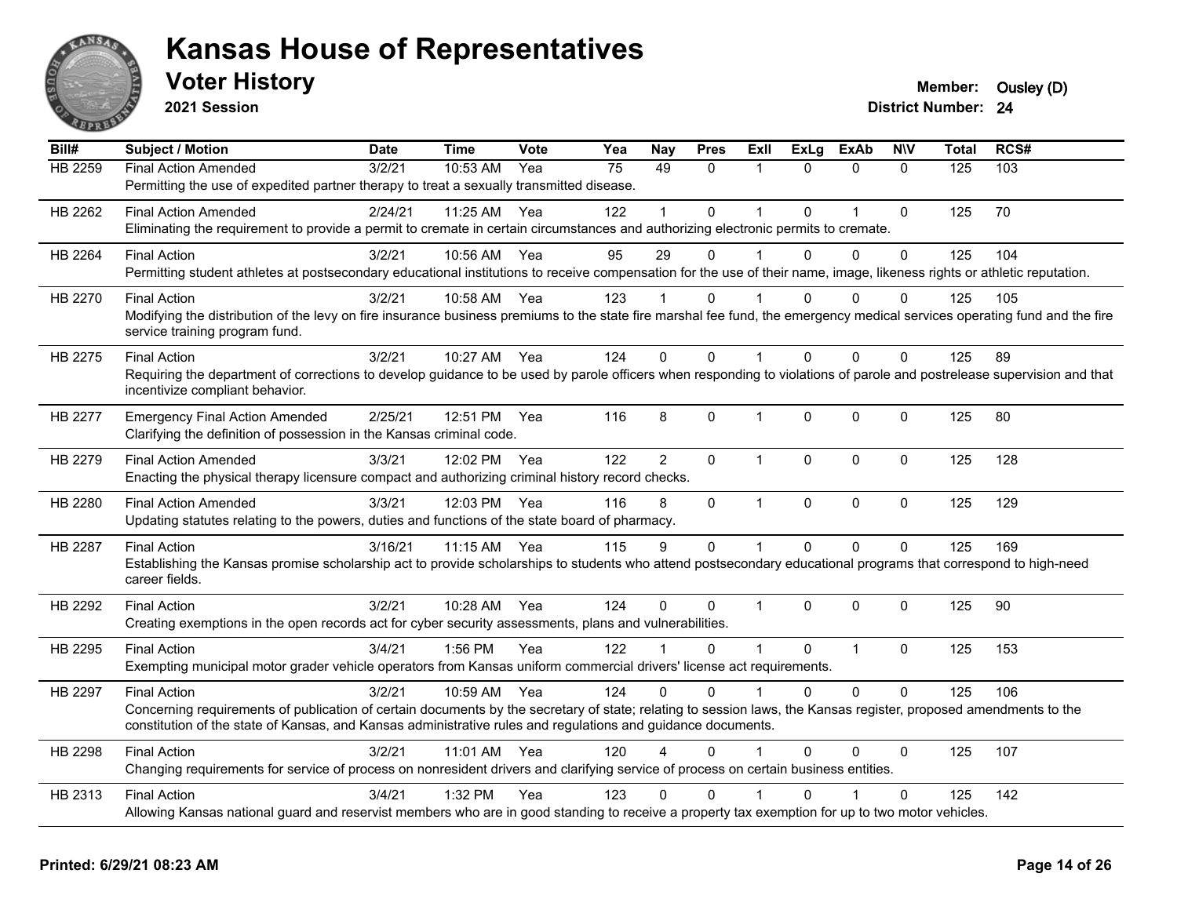# Kansas House of Representatives

## Voter History

**2021 Session**

**Member:** Ousley (D)

**District Number:** 24

| Bill# | Subject / Motion | Date | Time | Vote | Yea | Nay | Pres | ExII | ExLg | ExAb | N\V | Total | RCS# |
|---|---|---|---|---|---|---|---|---|---|---|---|---|---|
| HB 2259 | Final Action Amended | 3/2/21 | 10:53 AM | Yea | 75 | 49 | 0 | 1 | 0 | 0 | 0 | 125 | 103 |
| | Permitting the use of expedited partner therapy to treat a sexually transmitted disease. | | | | | | | | | | | | |
| HB 2262 | Final Action Amended | 2/24/21 | 11:25 AM | Yea | 122 | 1 | 0 | 1 | 0 | 1 | 0 | 125 | 70 |
| | Eliminating the requirement to provide a permit to cremate in certain circumstances and authorizing electronic permits to cremate. | | | | | | | | | | | | |
| HB 2264 | Final Action | 3/2/21 | 10:56 AM | Yea | 95 | 29 | 0 | 1 | 0 | 0 | 0 | 125 | 104 |
| | Permitting student athletes at postsecondary educational institutions to receive compensation for the use of their name, image, likeness rights or athletic reputation. | | | | | | | | | | | | |
| HB 2270 | Final Action | 3/2/21 | 10:58 AM | Yea | 123 | 1 | 0 | 1 | 0 | 0 | 0 | 125 | 105 |
| | Modifying the distribution of the levy on fire insurance business premiums to the state fire marshal fee fund, the emergency medical services operating fund and the fire service training program fund. | | | | | | | | | | | | |
| HB 2275 | Final Action | 3/2/21 | 10:27 AM | Yea | 124 | 0 | 0 | 1 | 0 | 0 | 0 | 125 | 89 |
| | Requiring the department of corrections to develop guidance to be used by parole officers when responding to violations of parole and postrelease supervision and that incentivize compliant behavior. | | | | | | | | | | | | |
| HB 2277 | Emergency Final Action Amended | 2/25/21 | 12:51 PM | Yea | 116 | 8 | 0 | 1 | 0 | 0 | 0 | 125 | 80 |
| | Clarifying the definition of possession in the Kansas criminal code. | | | | | | | | | | | | |
| HB 2279 | Final Action Amended | 3/3/21 | 12:02 PM | Yea | 122 | 2 | 0 | 1 | 0 | 0 | 0 | 125 | 128 |
| | Enacting the physical therapy licensure compact and authorizing criminal history record checks. | | | | | | | | | | | | |
| HB 2280 | Final Action Amended | 3/3/21 | 12:03 PM | Yea | 116 | 8 | 0 | 1 | 0 | 0 | 0 | 125 | 129 |
| | Updating statutes relating to the powers, duties and functions of the state board of pharmacy. | | | | | | | | | | | | |
| HB 2287 | Final Action | 3/16/21 | 11:15 AM | Yea | 115 | 9 | 0 | 1 | 0 | 0 | 0 | 125 | 169 |
| | Establishing the Kansas promise scholarship act to provide scholarships to students who attend postsecondary educational programs that correspond to high-need career fields. | | | | | | | | | | | | |
| HB 2292 | Final Action | 3/2/21 | 10:28 AM | Yea | 124 | 0 | 0 | 1 | 0 | 0 | 0 | 125 | 90 |
| | Creating exemptions in the open records act for cyber security assessments, plans and vulnerabilities. | | | | | | | | | | | | |
| HB 2295 | Final Action | 3/4/21 | 1:56 PM | Yea | 122 | 1 | 0 | 1 | 0 | 1 | 0 | 125 | 153 |
| | Exempting municipal motor grader vehicle operators from Kansas uniform commercial drivers' license act requirements. | | | | | | | | | | | | |
| HB 2297 | Final Action | 3/2/21 | 10:59 AM | Yea | 124 | 0 | 0 | 1 | 0 | 0 | 0 | 125 | 106 |
| | Concerning requirements of publication of certain documents by the secretary of state; relating to session laws, the Kansas register, proposed amendments to the constitution of the state of Kansas, and Kansas administrative rules and regulations and guidance documents. | | | | | | | | | | | | |
| HB 2298 | Final Action | 3/2/21 | 11:01 AM | Yea | 120 | 4 | 0 | 1 | 0 | 0 | 0 | 125 | 107 |
| | Changing requirements for service of process on nonresident drivers and clarifying service of process on certain business entities. | | | | | | | | | | | | |
| HB 2313 | Final Action | 3/4/21 | 1:32 PM | Yea | 123 | 0 | 0 | 1 | 0 | 1 | 0 | 125 | 142 |
| | Allowing Kansas national guard and reservist members who are in good standing to receive a property tax exemption for up to two motor vehicles. | | | | | | | | | | | | |

**Printed: 6/29/21 08:23 AM**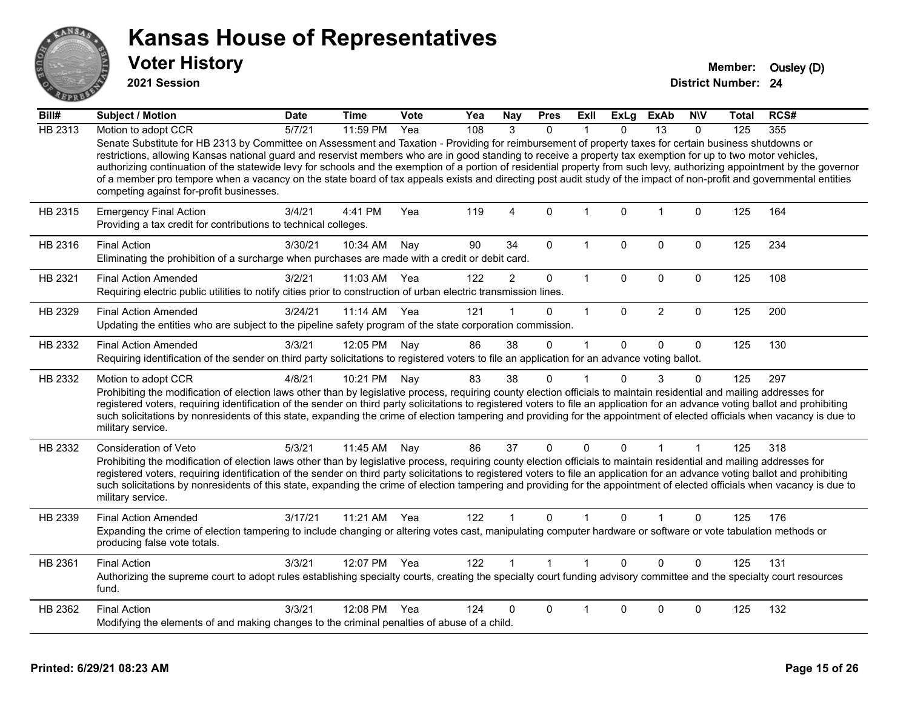# Kansas House of Representatives

## Voter History

**2021 Session**

**Member:** Ousley (D)
**District Number:** 24

| Bill# | Subject / Motion | Date | Time | Vote | Yea | Nay | Pres | ExII | ExLg | ExAb | N\V | Total | RCS# |
|---|---|---|---|---|---|---|---|---|---|---|---|---|---|
| HB 2313 | Motion to adopt CCR | 5/7/21 | 11:59 PM | Yea | 108 | 3 | 0 | 1 | 0 | 13 | 0 | 125 | 355 |
| | Senate Substitute for HB 2313 by Committee on Assessment and Taxation - Providing for reimbursement of property taxes for certain business shutdowns or restrictions, allowing Kansas national guard and reservist members who are in good standing to receive a property tax exemption for up to two motor vehicles, authorizing continuation of the statewide levy for schools and the exemption of a portion of residential property from such levy, authorizing appointment by the governor of a member pro tempore when a vacancy on the state board of tax appeals exists and directing post audit study of the impact of non-profit and governmental entities competing against for-profit businesses. | | | | | | | | | | | | |
| HB 2315 | Emergency Final Action | 3/4/21 | 4:41 PM | Yea | 119 | 4 | 0 | 1 | 0 | 1 | 0 | 125 | 164 |
| | Providing a tax credit for contributions to technical colleges. | | | | | | | | | | | | |
| HB 2316 | Final Action | 3/30/21 | 10:34 AM | Nay | 90 | 34 | 0 | 1 | 0 | 0 | 0 | 125 | 234 |
| | Eliminating the prohibition of a surcharge when purchases are made with a credit or debit card. | | | | | | | | | | | | |
| HB 2321 | Final Action Amended | 3/2/21 | 11:03 AM | Yea | 122 | 2 | 0 | 1 | 0 | 0 | 0 | 125 | 108 |
| | Requiring electric public utilities to notify cities prior to construction of urban electric transmission lines. | | | | | | | | | | | | |
| HB 2329 | Final Action Amended | 3/24/21 | 11:14 AM | Yea | 121 | 1 | 0 | 1 | 0 | 2 | 0 | 125 | 200 |
| | Updating the entities who are subject to the pipeline safety program of the state corporation commission. | | | | | | | | | | | | |
| HB 2332 | Final Action Amended | 3/3/21 | 12:05 PM | Nay | 86 | 38 | 0 | 1 | 0 | 0 | 0 | 125 | 130 |
| | Requiring identification of the sender on third party solicitations to registered voters to file an application for an advance voting ballot. | | | | | | | | | | | | |
| HB 2332 | Motion to adopt CCR | 4/8/21 | 10:21 PM | Nay | 83 | 38 | 0 | 1 | 0 | 3 | 0 | 125 | 297 |
| | Prohibiting the modification of election laws other than by legislative process, requiring county election officials to maintain residential and mailing addresses for registered voters, requiring identification of the sender on third party solicitations to registered voters to file an application for an advance voting ballot and prohibiting such solicitations by nonresidents of this state, expanding the crime of election tampering and providing for the appointment of elected officials when vacancy is due to military service. | | | | | | | | | | | | |
| HB 2332 | Consideration of Veto | 5/3/21 | 11:45 AM | Nay | 86 | 37 | 0 | 0 | 0 | 1 | 1 | 125 | 318 |
| | Prohibiting the modification of election laws other than by legislative process, requiring county election officials to maintain residential and mailing addresses for registered voters, requiring identification of the sender on third party solicitations to registered voters to file an application for an advance voting ballot and prohibiting such solicitations by nonresidents of this state, expanding the crime of election tampering and providing for the appointment of elected officials when vacancy is due to military service. | | | | | | | | | | | | |
| HB 2339 | Final Action Amended | 3/17/21 | 11:21 AM | Yea | 122 | 1 | 0 | 1 | 0 | 1 | 0 | 125 | 176 |
| | Expanding the crime of election tampering to include changing or altering votes cast, manipulating computer hardware or software or vote tabulation methods or producing false vote totals. | | | | | | | | | | | | |
| HB 2361 | Final Action | 3/3/21 | 12:07 PM | Yea | 122 | 1 | 1 | 1 | 0 | 0 | 0 | 125 | 131 |
| | Authorizing the supreme court to adopt rules establishing specialty courts, creating the specialty court funding advisory committee and the specialty court resources fund. | | | | | | | | | | | | |
| HB 2362 | Final Action | 3/3/21 | 12:08 PM | Yea | 124 | 0 | 0 | 1 | 0 | 0 | 0 | 125 | 132 |
| | Modifying the elements of and making changes to the criminal penalties of abuse of a child. | | | | | | | | | | | | |

**Printed: 6/29/21 08:23 AM**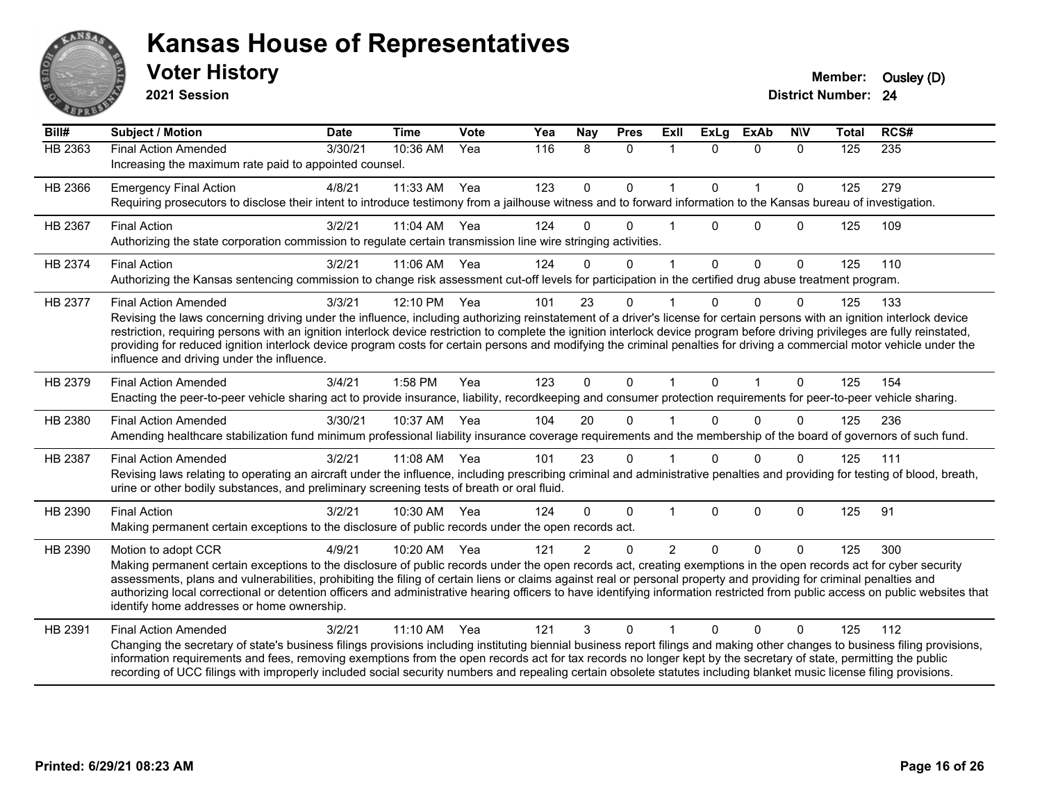# Kansas House of Representatives

## Voter History

**2021 Session**

**Member:** Ousley (D)
**District Number:** 24

| Bill# | Subject / Motion | Date | Time | Vote | Yea | Nay | Pres | ExlI | ExLg | ExAb | N\V | Total | RCS# |
|---|---|---|---|---|---|---|---|---|---|---|---|---|---|
| HB 2363 | Final Action Amended | 3/30/21 | 10:36 AM | Yea | 116 | 8 | 0 | 1 | 0 | 0 | 0 | 125 | 235 |
| | Increasing the maximum rate paid to appointed counsel. | | | | | | | | | | | | |
| HB 2366 | Emergency Final Action | 4/8/21 | 11:33 AM | Yea | 123 | 0 | 0 | 1 | 0 | 1 | 0 | 125 | 279 |
| | Requiring prosecutors to disclose their intent to introduce testimony from a jailhouse witness and to forward information to the Kansas bureau of investigation. | | | | | | | | | | | | |
| HB 2367 | Final Action | 3/2/21 | 11:04 AM | Yea | 124 | 0 | 0 | 1 | 0 | 0 | 0 | 125 | 109 |
| | Authorizing the state corporation commission to regulate certain transmission line wire stringing activities. | | | | | | | | | | | | |
| HB 2374 | Final Action | 3/2/21 | 11:06 AM | Yea | 124 | 0 | 0 | 1 | 0 | 0 | 0 | 125 | 110 |
| | Authorizing the Kansas sentencing commission to change risk assessment cut-off levels for participation in the certified drug abuse treatment program. | | | | | | | | | | | | |
| HB 2377 | Final Action Amended | 3/3/21 | 12:10 PM | Yea | 101 | 23 | 0 | 1 | 0 | 0 | 0 | 125 | 133 |
| | Revising the laws concerning driving under the influence, including authorizing reinstatement of a driver's license for certain persons with an ignition interlock device restriction, requiring persons with an ignition interlock device restriction to complete the ignition interlock device program before driving privileges are fully reinstated, providing for reduced ignition interlock device program costs for certain persons and modifying the criminal penalties for driving a commercial motor vehicle under the influence and driving under the influence. | | | | | | | | | | | | |
| HB 2379 | Final Action Amended | 3/4/21 | 1:58 PM | Yea | 123 | 0 | 0 | 1 | 0 | 1 | 0 | 125 | 154 |
| | Enacting the peer-to-peer vehicle sharing act to provide insurance, liability, recordkeeping and consumer protection requirements for peer-to-peer vehicle sharing. | | | | | | | | | | | | |
| HB 2380 | Final Action Amended | 3/30/21 | 10:37 AM | Yea | 104 | 20 | 0 | 1 | 0 | 0 | 0 | 125 | 236 |
| | Amending healthcare stabilization fund minimum professional liability insurance coverage requirements and the membership of the board of governors of such fund. | | | | | | | | | | | | |
| HB 2387 | Final Action Amended | 3/2/21 | 11:08 AM | Yea | 101 | 23 | 0 | 1 | 0 | 0 | 0 | 125 | 111 |
| | Revising laws relating to operating an aircraft under the influence, including prescribing criminal and administrative penalties and providing for testing of blood, breath, urine or other bodily substances, and preliminary screening tests of breath or oral fluid. | | | | | | | | | | | | |
| HB 2390 | Final Action | 3/2/21 | 10:30 AM | Yea | 124 | 0 | 0 | 1 | 0 | 0 | 0 | 125 | 91 |
| | Making permanent certain exceptions to the disclosure of public records under the open records act. | | | | | | | | | | | | |
| HB 2390 | Motion to adopt CCR | 4/9/21 | 10:20 AM | Yea | 121 | 2 | 0 | 2 | 0 | 0 | 0 | 125 | 300 |
| | Making permanent certain exceptions to the disclosure of public records under the open records act, creating exemptions in the open records act for cyber security assessments, plans and vulnerabilities, prohibiting the filing of certain liens or claims against real or personal property and providing for criminal penalties and authorizing local correctional or detention officers and administrative hearing officers to have identifying information restricted from public access on public websites that identify home addresses or home ownership. | | | | | | | | | | | | |
| HB 2391 | Final Action Amended | 3/2/21 | 11:10 AM | Yea | 121 | 3 | 0 | 1 | 0 | 0 | 0 | 125 | 112 |
| | Changing the secretary of state's business filings provisions including instituting biennial business report filings and making other changes to business filing provisions, information requirements and fees, removing exemptions from the open records act for tax records no longer kept by the secretary of state, permitting the public recording of UCC filings with improperly included social security numbers and repealing certain obsolete statutes including blanket music license filing provisions. | | | | | | | | | | | | |

Printed: 6/29/21 08:23 AM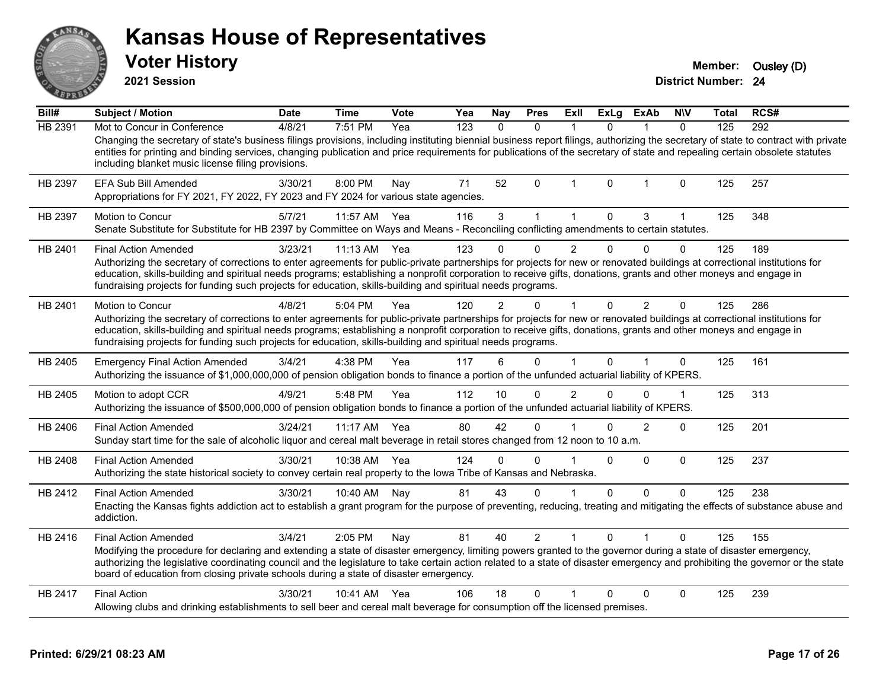# Kansas House of Representatives

## Voter History

**2021 Session**

**Member:** Ousley (D)
**District Number:** 24

| Bill# | Subject / Motion | Date | Time | Vote | Yea | Nay | Pres | ExII | ExLg | ExAb | N\V | Total | RCS# |
|---|---|---|---|---|---|---|---|---|---|---|---|---|---|
| HB 2391 | Mot to Concur in Conference | 4/8/21 | 7:51 PM | Yea | 123 | 0 | 0 | 1 | 0 | 1 | 0 | 125 | 292 |
| | Changing the secretary of state's business filings provisions, including instituting biennial business report filings, authorizing the secretary of state to contract with private entities for printing and binding services, changing publication and price requirements for publications of the secretary of state and repealing certain obsolete statutes including blanket music license filing provisions. | | | | | | | | | | | | |
| HB 2397 | EFA Sub Bill Amended | 3/30/21 | 8:00 PM | Nay | 71 | 52 | 0 | 1 | 0 | 1 | 0 | 125 | 257 |
| | Appropriations for FY 2021, FY 2022, FY 2023 and FY 2024 for various state agencies. | | | | | | | | | | | | |
| HB 2397 | Motion to Concur | 5/7/21 | 11:57 AM | Yea | 116 | 3 | 1 | 1 | 0 | 3 | 1 | 125 | 348 |
| | Senate Substitute for Substitute for HB 2397 by Committee on Ways and Means - Reconciling conflicting amendments to certain statutes. | | | | | | | | | | | | |
| HB 2401 | Final Action Amended | 3/23/21 | 11:13 AM | Yea | 123 | 0 | 0 | 2 | 0 | 0 | 0 | 125 | 189 |
| | Authorizing the secretary of corrections to enter agreements for public-private partnerships for projects for new or renovated buildings at correctional institutions for education, skills-building and spiritual needs programs; establishing a nonprofit corporation to receive gifts, donations, grants and other moneys and engage in fundraising projects for funding such projects for education, skills-building and spiritual needs programs. | | | | | | | | | | | | |
| HB 2401 | Motion to Concur | 4/8/21 | 5:04 PM | Yea | 120 | 2 | 0 | 1 | 0 | 2 | 0 | 125 | 286 |
| | Authorizing the secretary of corrections to enter agreements for public-private partnerships for projects for new or renovated buildings at correctional institutions for education, skills-building and spiritual needs programs; establishing a nonprofit corporation to receive gifts, donations, grants and other moneys and engage in fundraising projects for funding such projects for education, skills-building and spiritual needs programs. | | | | | | | | | | | | |
| HB 2405 | Emergency Final Action Amended | 3/4/21 | 4:38 PM | Yea | 117 | 6 | 0 | 1 | 0 | 1 | 0 | 125 | 161 |
| | Authorizing the issuance of $1,000,000,000 of pension obligation bonds to finance a portion of the unfunded actuarial liability of KPERS. | | | | | | | | | | | | |
| HB 2405 | Motion to adopt CCR | 4/9/21 | 5:48 PM | Yea | 112 | 10 | 0 | 2 | 0 | 0 | 1 | 125 | 313 |
| | Authorizing the issuance of $500,000,000 of pension obligation bonds to finance a portion of the unfunded actuarial liability of KPERS. | | | | | | | | | | | | |
| HB 2406 | Final Action Amended | 3/24/21 | 11:17 AM | Yea | 80 | 42 | 0 | 1 | 0 | 2 | 0 | 125 | 201 |
| | Sunday start time for the sale of alcoholic liquor and cereal malt beverage in retail stores changed from 12 noon to 10 a.m. | | | | | | | | | | | | |
| HB 2408 | Final Action Amended | 3/30/21 | 10:38 AM | Yea | 124 | 0 | 0 | 1 | 0 | 0 | 0 | 125 | 237 |
| | Authorizing the state historical society to convey certain real property to the Iowa Tribe of Kansas and Nebraska. | | | | | | | | | | | | |
| HB 2412 | Final Action Amended | 3/30/21 | 10:40 AM | Nay | 81 | 43 | 0 | 1 | 0 | 0 | 0 | 125 | 238 |
| | Enacting the Kansas fights addiction act to establish a grant program for the purpose of preventing, reducing, treating and mitigating the effects of substance abuse and addiction. | | | | | | | | | | | | |
| HB 2416 | Final Action Amended | 3/4/21 | 2:05 PM | Nay | 81 | 40 | 2 | 1 | 0 | 1 | 0 | 125 | 155 |
| | Modifying the procedure for declaring and extending a state of disaster emergency, limiting powers granted to the governor during a state of disaster emergency, authorizing the legislative coordinating council and the legislature to take certain action related to a state of disaster emergency and prohibiting the governor or the state board of education from closing private schools during a state of disaster emergency. | | | | | | | | | | | | |
| HB 2417 | Final Action | 3/30/21 | 10:41 AM | Yea | 106 | 18 | 0 | 1 | 0 | 0 | 0 | 125 | 239 |
| | Allowing clubs and drinking establishments to sell beer and cereal malt beverage for consumption off the licensed premises. | | | | | | | | | | | | |

**Printed: 6/29/21 08:23 AM**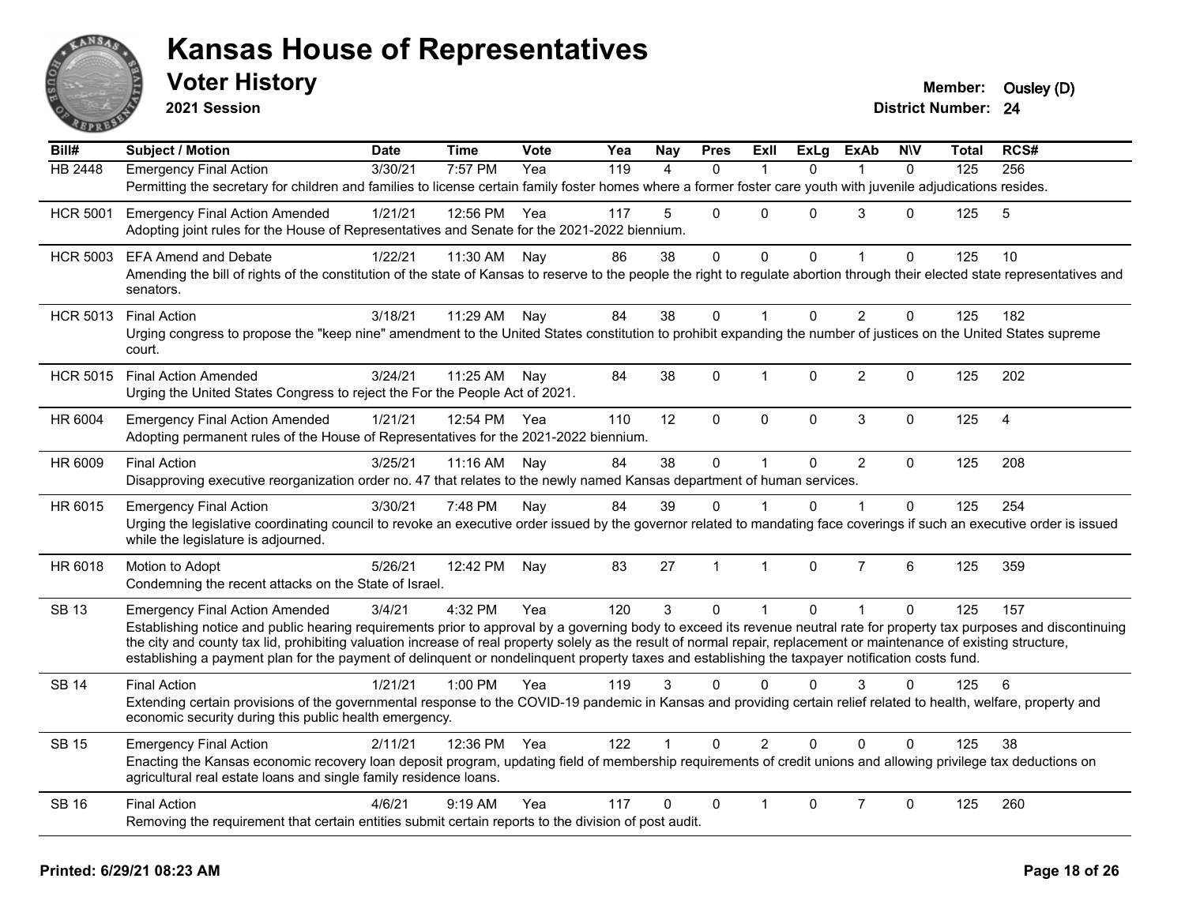# Kansas House of Representatives

## Voter History

**2021 Session**

**Member:** Ousley (D)

**District Number:** 24

| Bill# | Subject / Motion | Date | Time | Vote | Yea | Nay | Pres | ExII | ExLg | ExAb | N\V | Total | RCS# |
|---|---|---|---|---|---|---|---|---|---|---|---|---|---|
| HB 2448 | Emergency Final Action | 3/30/21 | 7:57 PM | Yea | 119 | 4 | 0 | 1 | 0 | 1 | 0 | 125 | 256 |
| | Permitting the secretary for children and families to license certain family foster homes where a former foster care youth with juvenile adjudications resides. | | | | | | | | | | | | |
| HCR 5001 | Emergency Final Action Amended | 1/21/21 | 12:56 PM | Yea | 117 | 5 | 0 | 0 | 0 | 3 | 0 | 125 | 5 |
| | Adopting joint rules for the House of Representatives and Senate for the 2021-2022 biennium. | | | | | | | | | | | | |
| HCR 5003 | EFA Amend and Debate | 1/22/21 | 11:30 AM | Nay | 86 | 38 | 0 | 0 | 0 | 1 | 0 | 125 | 10 |
| | Amending the bill of rights of the constitution of the state of Kansas to reserve to the people the right to regulate abortion through their elected state representatives and senators. | | | | | | | | | | | | |
| HCR 5013 | Final Action | 3/18/21 | 11:29 AM | Nay | 84 | 38 | 0 | 1 | 0 | 2 | 0 | 125 | 182 |
| | Urging congress to propose the "keep nine" amendment to the United States constitution to prohibit expanding the number of justices on the United States supreme court. | | | | | | | | | | | | |
| HCR 5015 | Final Action Amended | 3/24/21 | 11:25 AM | Nay | 84 | 38 | 0 | 1 | 0 | 2 | 0 | 125 | 202 |
| | Urging the United States Congress to reject the For the People Act of 2021. | | | | | | | | | | | | |
| HR 6004 | Emergency Final Action Amended | 1/21/21 | 12:54 PM | Yea | 110 | 12 | 0 | 0 | 0 | 3 | 0 | 125 | 4 |
| | Adopting permanent rules of the House of Representatives for the 2021-2022 biennium. | | | | | | | | | | | | |
| HR 6009 | Final Action | 3/25/21 | 11:16 AM | Nay | 84 | 38 | 0 | 1 | 0 | 2 | 0 | 125 | 208 |
| | Disapproving executive reorganization order no. 47 that relates to the newly named Kansas department of human services. | | | | | | | | | | | | |
| HR 6015 | Emergency Final Action | 3/30/21 | 7:48 PM | Nay | 84 | 39 | 0 | 1 | 0 | 1 | 0 | 125 | 254 |
| | Urging the legislative coordinating council to revoke an executive order issued by the governor related to mandating face coverings if such an executive order is issued while the legislature is adjourned. | | | | | | | | | | | | |
| HR 6018 | Motion to Adopt | 5/26/21 | 12:42 PM | Nay | 83 | 27 | 1 | 1 | 0 | 7 | 6 | 125 | 359 |
| | Condemning the recent attacks on the State of Israel. | | | | | | | | | | | | |
| SB 13 | Emergency Final Action Amended | 3/4/21 | 4:32 PM | Yea | 120 | 3 | 0 | 1 | 0 | 1 | 0 | 125 | 157 |
| | Establishing notice and public hearing requirements prior to approval by a governing body to exceed its revenue neutral rate for property tax purposes and discontinuing the city and county tax lid, prohibiting valuation increase of real property solely as the result of normal repair, replacement or maintenance of existing structure, establishing a payment plan for the payment of delinquent or nondelinquent property taxes and establishing the taxpayer notification costs fund. | | | | | | | | | | | | |
| SB 14 | Final Action | 1/21/21 | 1:00 PM | Yea | 119 | 3 | 0 | 0 | 0 | 3 | 0 | 125 | 6 |
| | Extending certain provisions of the governmental response to the COVID-19 pandemic in Kansas and providing certain relief related to health, welfare, property and economic security during this public health emergency. | | | | | | | | | | | | |
| SB 15 | Emergency Final Action | 2/11/21 | 12:36 PM | Yea | 122 | 1 | 0 | 2 | 0 | 0 | 0 | 125 | 38 |
| | Enacting the Kansas economic recovery loan deposit program, updating field of membership requirements of credit unions and allowing privilege tax deductions on agricultural real estate loans and single family residence loans. | | | | | | | | | | | | |
| SB 16 | Final Action | 4/6/21 | 9:19 AM | Yea | 117 | 0 | 0 | 1 | 0 | 7 | 0 | 125 | 260 |
| | Removing the requirement that certain entities submit certain reports to the division of post audit. | | | | | | | | | | | | |

**Printed: 6/29/21 08:23 AM**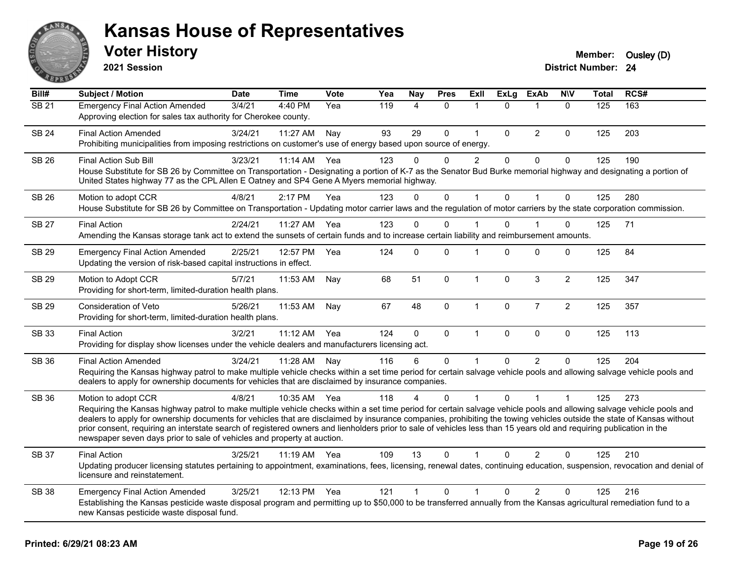# Kansas House of Representatives

## Voter History

**2021 Session**

**Member:** Ousley (D)
**District Number:** 24

| Bill# | Subject / Motion | Date | Time | Vote | Yea | Nay | Pres | ExII | ExLg | ExAb | N\V | Total | RCS# |
|---|---|---|---|---|---|---|---|---|---|---|---|---|---|
| SB 21 | Emergency Final Action Amended | 3/4/21 | 4:40 PM | Yea | 119 | 4 | 0 | 1 | 0 | 1 | 0 | 125 | 163 |
| | Approving election for sales tax authority for Cherokee county. | | | | | | | | | | | | |
| SB 24 | Final Action Amended | 3/24/21 | 11:27 AM | Nay | 93 | 29 | 0 | 1 | 0 | 2 | 0 | 125 | 203 |
| | Prohibiting municipalities from imposing restrictions on customer's use of energy based upon source of energy. | | | | | | | | | | | | |
| SB 26 | Final Action Sub Bill | 3/23/21 | 11:14 AM | Yea | 123 | 0 | 0 | 2 | 0 | 0 | 0 | 125 | 190 |
| | House Substitute for SB 26 by Committee on Transportation - Designating a portion of K-7 as the Senator Bud Burke memorial highway and designating a portion of United States highway 77 as the CPL Allen E Oatney and SP4 Gene A Myers memorial highway. | | | | | | | | | | | | |
| SB 26 | Motion to adopt CCR | 4/8/21 | 2:17 PM | Yea | 123 | 0 | 0 | 1 | 0 | 1 | 0 | 125 | 280 |
| | House Substitute for SB 26 by Committee on Transportation - Updating motor carrier laws and the regulation of motor carriers by the state corporation commission. | | | | | | | | | | | | |
| SB 27 | Final Action | 2/24/21 | 11:27 AM | Yea | 123 | 0 | 0 | 1 | 0 | 1 | 0 | 125 | 71 |
| | Amending the Kansas storage tank act to extend the sunsets of certain funds and to increase certain liability and reimbursement amounts. | | | | | | | | | | | | |
| SB 29 | Emergency Final Action Amended | 2/25/21 | 12:57 PM | Yea | 124 | 0 | 0 | 1 | 0 | 0 | 0 | 125 | 84 |
| | Updating the version of risk-based capital instructions in effect. | | | | | | | | | | | | |
| SB 29 | Motion to Adopt CCR | 5/7/21 | 11:53 AM | Nay | 68 | 51 | 0 | 1 | 0 | 3 | 2 | 125 | 347 |
| | Providing for short-term, limited-duration health plans. | | | | | | | | | | | | |
| SB 29 | Consideration of Veto | 5/26/21 | 11:53 AM | Nay | 67 | 48 | 0 | 1 | 0 | 7 | 2 | 125 | 357 |
| | Providing for short-term, limited-duration health plans. | | | | | | | | | | | | |
| SB 33 | Final Action | 3/2/21 | 11:12 AM | Yea | 124 | 0 | 0 | 1 | 0 | 0 | 0 | 125 | 113 |
| | Providing for display show licenses under the vehicle dealers and manufacturers licensing act. | | | | | | | | | | | | |
| SB 36 | Final Action Amended | 3/24/21 | 11:28 AM | Nay | 116 | 6 | 0 | 1 | 0 | 2 | 0 | 125 | 204 |
| | Requiring the Kansas highway patrol to make multiple vehicle checks within a set time period for certain salvage vehicle pools and allowing salvage vehicle pools and dealers to apply for ownership documents for vehicles that are disclaimed by insurance companies. | | | | | | | | | | | | |
| SB 36 | Motion to adopt CCR | 4/8/21 | 10:35 AM | Yea | 118 | 4 | 0 | 1 | 0 | 1 | 1 | 125 | 273 |
| | Requiring the Kansas highway patrol to make multiple vehicle checks within a set time period for certain salvage vehicle pools and allowing salvage vehicle pools and dealers to apply for ownership documents for vehicles that are disclaimed by insurance companies, prohibiting the towing vehicles outside the state of Kansas without prior consent, requiring an interstate search of registered owners and lienholders prior to sale of vehicles less than 15 years old and requiring publication in the newspaper seven days prior to sale of vehicles and property at auction. | | | | | | | | | | | | |
| SB 37 | Final Action | 3/25/21 | 11:19 AM | Yea | 109 | 13 | 0 | 1 | 0 | 2 | 0 | 125 | 210 |
| | Updating producer licensing statutes pertaining to appointment, examinations, fees, licensing, renewal dates, continuing education, suspension, revocation and denial of licensure and reinstatement. | | | | | | | | | | | | |
| SB 38 | Emergency Final Action Amended | 3/25/21 | 12:13 PM | Yea | 121 | 1 | 0 | 1 | 0 | 2 | 0 | 125 | 216 |
| | Establishing the Kansas pesticide waste disposal program and permitting up to $50,000 to be transferred annually from the Kansas agricultural remediation fund to a new Kansas pesticide waste disposal fund. | | | | | | | | | | | | |

**Printed: 6/29/21 08:23 AM**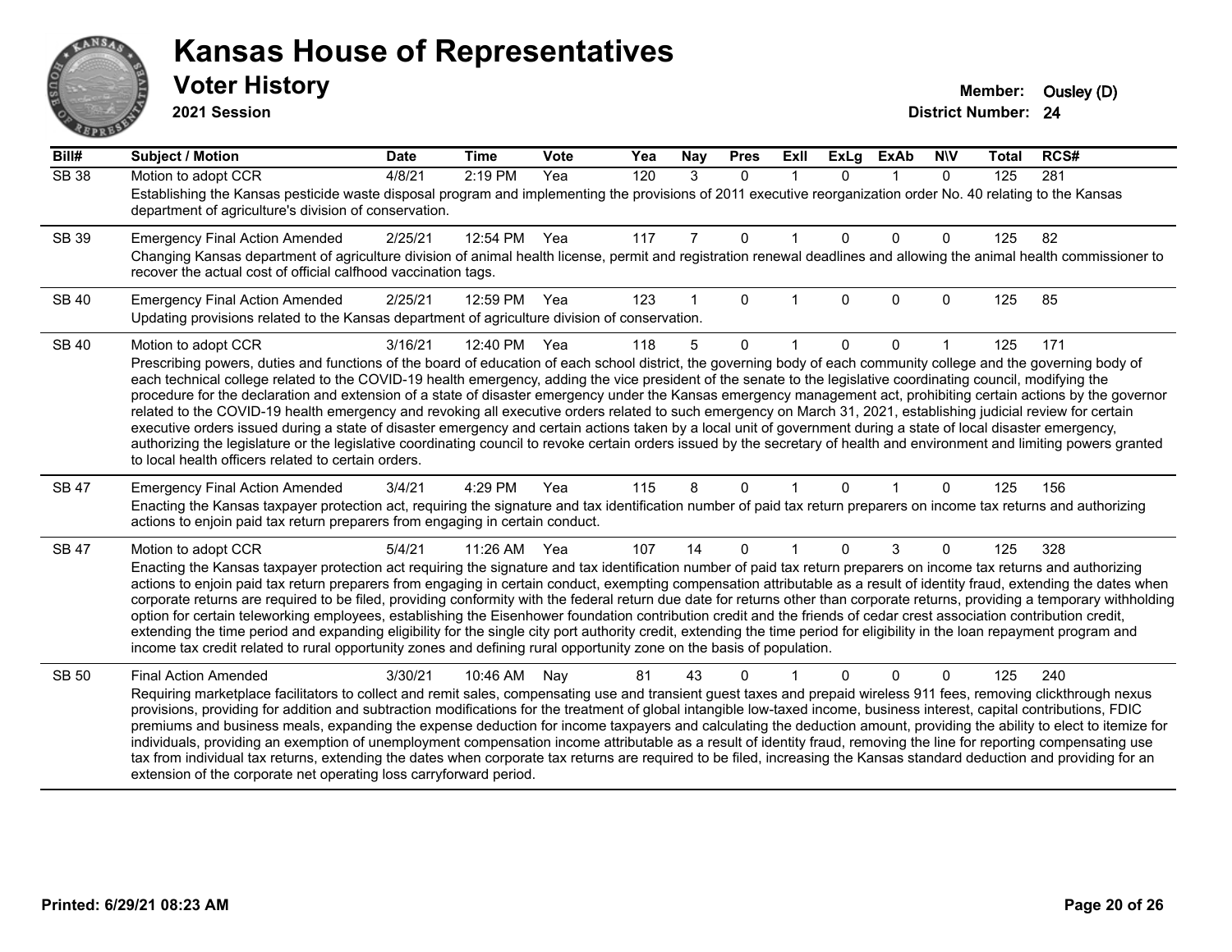# Kansas House of Representatives

## Voter History

**2021 Session**

**Member:** Ousley (D)

**District Number:** 24

| Bill# | Subject / Motion | Date | Time | Vote | Yea | Nay | Pres | ExlI | ExLg | ExAb | N\V | Total | RCS# |
|---|---|---|---|---|---|---|---|---|---|---|---|---|---|
| SB 38 | Motion to adopt CCR | 4/8/21 | 2:19 PM | Yea | 120 | 3 | 0 | 1 | 0 | 1 | 0 | 125 | 281 |
| | Establishing the Kansas pesticide waste disposal program and implementing the provisions of 2011 executive reorganization order No. 40 relating to the Kansas department of agriculture's division of conservation. | | | | | | | | | | | | |
| SB 39 | Emergency Final Action Amended | 2/25/21 | 12:54 PM | Yea | 117 | 7 | 0 | 1 | 0 | 0 | 0 | 125 | 82 |
| | Changing Kansas department of agriculture division of animal health license, permit and registration renewal deadlines and allowing the animal health commissioner to recover the actual cost of official calfhood vaccination tags. | | | | | | | | | | | | |
| SB 40 | Emergency Final Action Amended | 2/25/21 | 12:59 PM | Yea | 123 | 1 | 0 | 1 | 0 | 0 | 0 | 125 | 85 |
| | Updating provisions related to the Kansas department of agriculture division of conservation. | | | | | | | | | | | | |
| SB 40 | Motion to adopt CCR | 3/16/21 | 12:40 PM | Yea | 118 | 5 | 0 | 1 | 0 | 0 | 1 | 125 | 171 |
| | Prescribing powers, duties and functions of the board of education of each school district, the governing body of each community college and the governing body of each technical college related to the COVID-19 health emergency, adding the vice president of the senate to the legislative coordinating council, modifying the procedure for the declaration and extension of a state of disaster emergency under the Kansas emergency management act, prohibiting certain actions by the governor related to the COVID-19 health emergency and revoking all executive orders related to such emergency on March 31, 2021, establishing judicial review for certain executive orders issued during a state of disaster emergency and certain actions taken by a local unit of government during a state of local disaster emergency, authorizing the legislature or the legislative coordinating council to revoke certain orders issued by the secretary of health and environment and limiting powers granted to local health officers related to certain orders. | | | | | | | | | | | | |
| SB 47 | Emergency Final Action Amended | 3/4/21 | 4:29 PM | Yea | 115 | 8 | 0 | 1 | 0 | 1 | 0 | 125 | 156 |
| | Enacting the Kansas taxpayer protection act, requiring the signature and tax identification number of paid tax return preparers on income tax returns and authorizing actions to enjoin paid tax return preparers from engaging in certain conduct. | | | | | | | | | | | | |
| SB 47 | Motion to adopt CCR | 5/4/21 | 11:26 AM | Yea | 107 | 14 | 0 | 1 | 0 | 3 | 0 | 125 | 328 |
| | Enacting the Kansas taxpayer protection act requiring the signature and tax identification number of paid tax return preparers on income tax returns and authorizing actions to enjoin paid tax return preparers from engaging in certain conduct, exempting compensation attributable as a result of identity fraud, extending the dates when corporate returns are required to be filed, providing conformity with the federal return due date for returns other than corporate returns, providing a temporary withholding option for certain teleworking employees, establishing the Eisenhower foundation contribution credit and the friends of cedar crest association contribution credit, extending the time period and expanding eligibility for the single city port authority credit, extending the time period for eligibility in the loan repayment program and income tax credit related to rural opportunity zones and defining rural opportunity zone on the basis of population. | | | | | | | | | | | | |
| SB 50 | Final Action Amended | 3/30/21 | 10:46 AM | Nay | 81 | 43 | 0 | 1 | 0 | 0 | 0 | 125 | 240 |
| | Requiring marketplace facilitators to collect and remit sales, compensating use and transient guest taxes and prepaid wireless 911 fees, removing clickthrough nexus provisions, providing for addition and subtraction modifications for the treatment of global intangible low-taxed income, business interest, capital contributions, FDIC premiums and business meals, expanding the expense deduction for income taxpayers and calculating the deduction amount, providing the ability to elect to itemize for individuals, providing an exemption of unemployment compensation income attributable as a result of identity fraud, removing the line for reporting compensating use tax from individual tax returns, extending the dates when corporate tax returns are required to be filed, increasing the Kansas standard deduction and providing for an extension of the corporate net operating loss carryforward period. | | | | | | | | | | | | |

**Printed: 6/29/21 08:23 AM**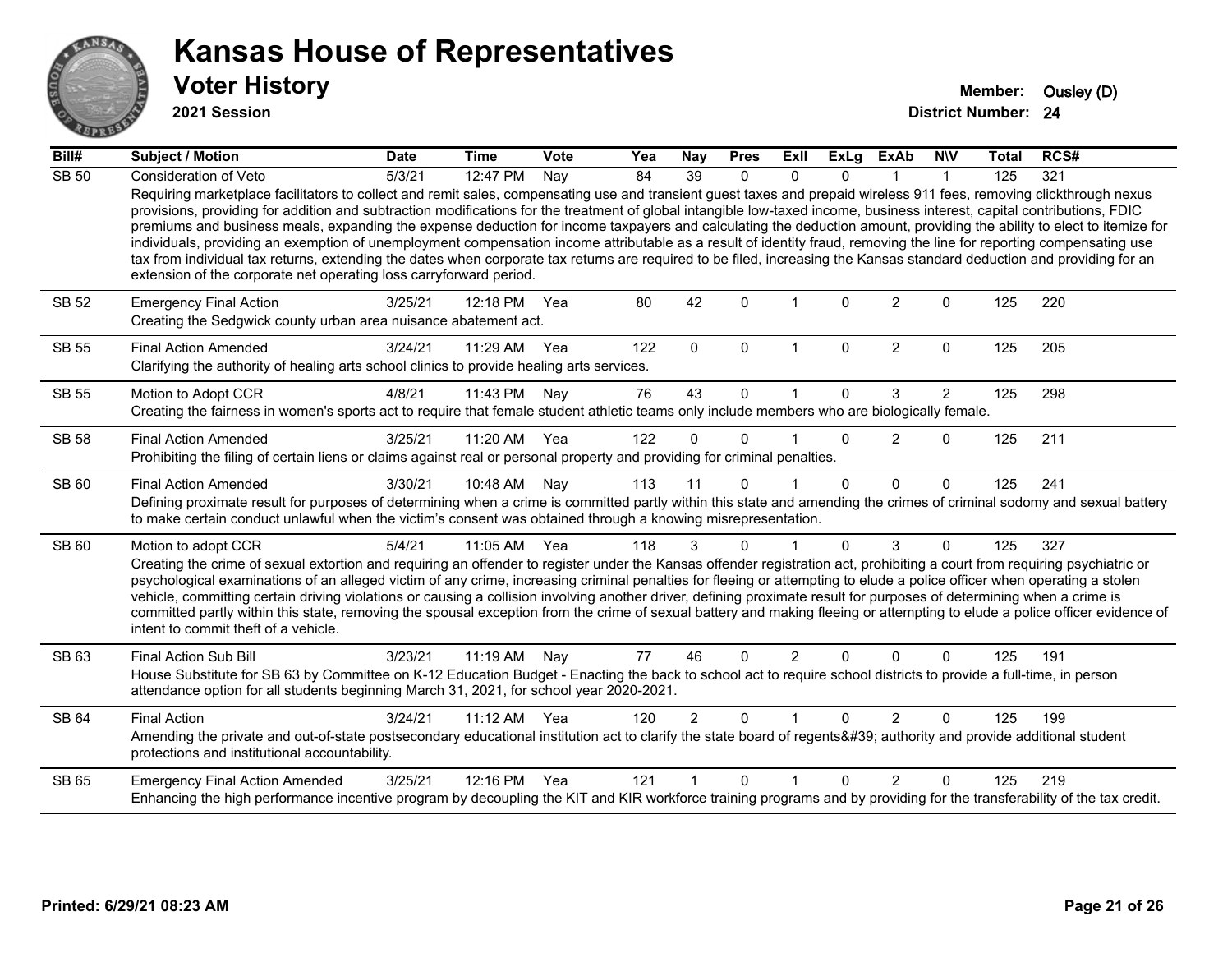# Kansas House of Representatives

## Voter History

**2021 Session**

**Member:** Ousley (D)
**District Number:** 24

| Bill# | Subject / Motion | Date | Time | Vote | Yea | Nay | Pres | ExII | ExLg | ExAb | N\V | Total | RCS# |
|---|---|---|---|---|---|---|---|---|---|---|---|---|---|
| SB 50 | Consideration of Veto | 5/3/21 | 12:47 PM | Nay | 84 | 39 | 0 | 0 | 0 | 1 | 1 | 125 | 321 |
| | Requiring marketplace facilitators to collect and remit sales, compensating use and transient guest taxes and prepaid wireless 911 fees, removing clickthrough nexus provisions, providing for addition and subtraction modifications for the treatment of global intangible low-taxed income, business interest, capital contributions, FDIC premiums and business meals, expanding the expense deduction for income taxpayers and calculating the deduction amount, providing the ability to elect to itemize for individuals, providing an exemption of unemployment compensation income attributable as a result of identity fraud, removing the line for reporting compensating use tax from individual tax returns, extending the dates when corporate tax returns are required to be filed, increasing the Kansas standard deduction and providing for an extension of the corporate net operating loss carryforward period. | | | | | | | | | | | | |
| SB 52 | Emergency Final Action | 3/25/21 | 12:18 PM | Yea | 80 | 42 | 0 | 1 | 0 | 2 | 0 | 125 | 220 |
| | Creating the Sedgwick county urban area nuisance abatement act. | | | | | | | | | | | | |
| SB 55 | Final Action Amended | 3/24/21 | 11:29 AM | Yea | 122 | 0 | 0 | 1 | 0 | 2 | 0 | 125 | 205 |
| | Clarifying the authority of healing arts school clinics to provide healing arts services. | | | | | | | | | | | | |
| SB 55 | Motion to Adopt CCR | 4/8/21 | 11:43 PM | Nay | 76 | 43 | 0 | 1 | 0 | 3 | 2 | 125 | 298 |
| | Creating the fairness in women's sports act to require that female student athletic teams only include members who are biologically female. | | | | | | | | | | | | |
| SB 58 | Final Action Amended | 3/25/21 | 11:20 AM | Yea | 122 | 0 | 0 | 1 | 0 | 2 | 0 | 125 | 211 |
| | Prohibiting the filing of certain liens or claims against real or personal property and providing for criminal penalties. | | | | | | | | | | | | |
| SB 60 | Final Action Amended | 3/30/21 | 10:48 AM | Nay | 113 | 11 | 0 | 1 | 0 | 0 | 0 | 125 | 241 |
| | Defining proximate result for purposes of determining when a crime is committed partly within this state and amending the crimes of criminal sodomy and sexual battery to make certain conduct unlawful when the victim's consent was obtained through a knowing misrepresentation. | | | | | | | | | | | | |
| SB 60 | Motion to adopt CCR | 5/4/21 | 11:05 AM | Yea | 118 | 3 | 0 | 1 | 0 | 3 | 0 | 125 | 327 |
| | Creating the crime of sexual extortion and requiring an offender to register under the Kansas offender registration act, prohibiting a court from requiring psychiatric or psychological examinations of an alleged victim of any crime, increasing criminal penalties for fleeing or attempting to elude a police officer when operating a stolen vehicle, committing certain driving violations or causing a collision involving another driver, defining proximate result for purposes of determining when a crime is committed partly within this state, removing the spousal exception from the crime of sexual battery and making fleeing or attempting to elude a police officer evidence of intent to commit theft of a vehicle. | | | | | | | | | | | | |
| SB 63 | Final Action Sub Bill | 3/23/21 | 11:19 AM | Nay | 77 | 46 | 0 | 2 | 0 | 0 | 0 | 125 | 191 |
| | House Substitute for SB 63 by Committee on K-12 Education Budget - Enacting the back to school act to require school districts to provide a full-time, in person attendance option for all students beginning March 31, 2021, for school year 2020-2021. | | | | | | | | | | | | |
| SB 64 | Final Action | 3/24/21 | 11:12 AM | Yea | 120 | 2 | 0 | 1 | 0 | 2 | 0 | 125 | 199 |
| | Amending the private and out-of-state postsecondary educational institution act to clarify the state board of regents&#39; authority and provide additional student protections and institutional accountability. | | | | | | | | | | | | |
| SB 65 | Emergency Final Action Amended | 3/25/21 | 12:16 PM | Yea | 121 | 1 | 0 | 1 | 0 | 2 | 0 | 125 | 219 |
| | Enhancing the high performance incentive program by decoupling the KIT and KIR workforce training programs and by providing for the transferability of the tax credit. | | | | | | | | | | | | |

**Printed: 6/29/21 08:23 AM**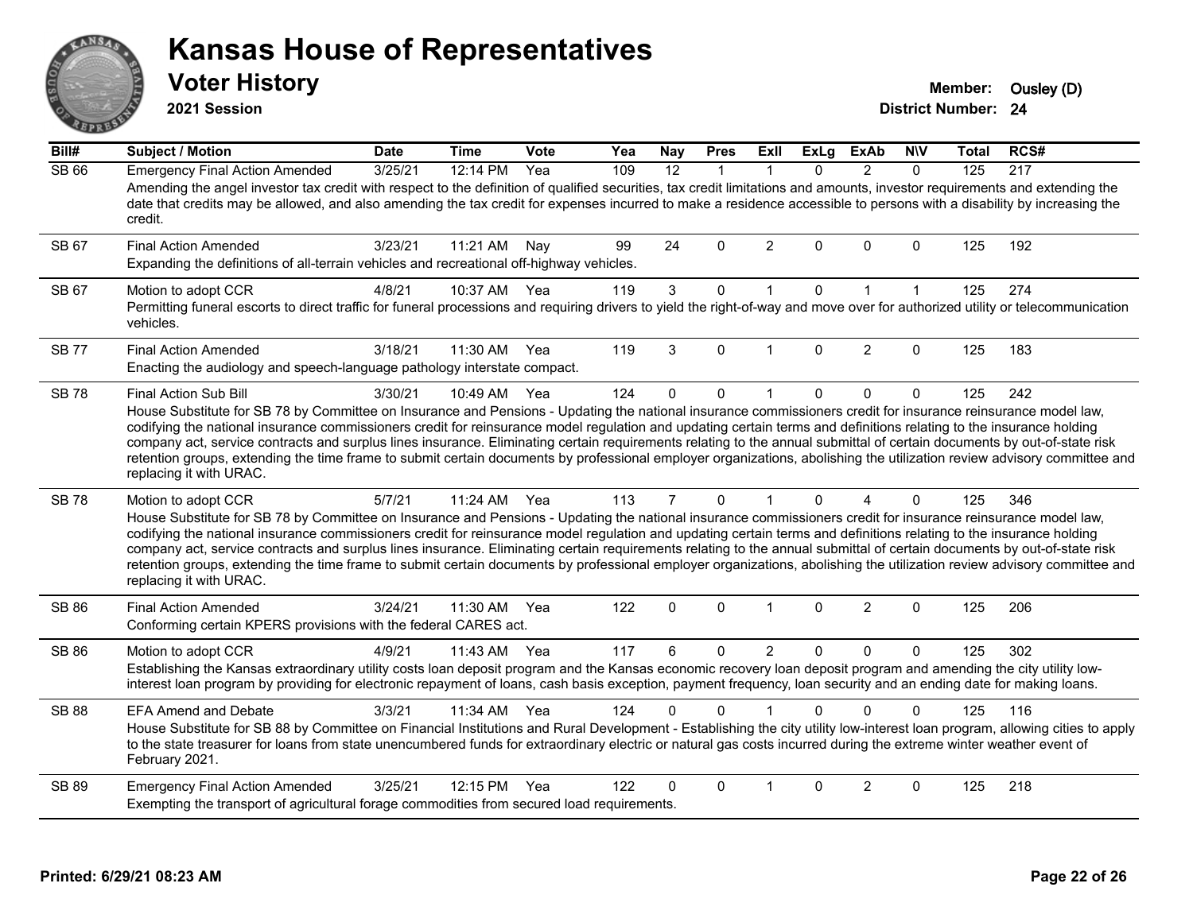# Kansas House of Representatives

## Voter History

**2021 Session**

**Member:** Ousley (D)
**District Number:** 24

| Bill# | Subject / Motion | Date | Time | Vote | Yea | Nay | Pres | ExlI | ExLg | ExAb | N\V | Total | RCS# |
|---|---|---|---|---|---|---|---|---|---|---|---|---|---|
| SB 66 | Emergency Final Action Amended | 3/25/21 | 12:14 PM | Yea | 109 | 12 | 1 | 1 | 0 | 2 | 0 | 125 | 217 |
| | Amending the angel investor tax credit with respect to the definition of qualified securities, tax credit limitations and amounts, investor requirements and extending the date that credits may be allowed, and also amending the tax credit for expenses incurred to make a residence accessible to persons with a disability by increasing the credit. | | | | | | | | | | | | |
| SB 67 | Final Action Amended | 3/23/21 | 11:21 AM | Nay | 99 | 24 | 0 | 2 | 0 | 0 | 0 | 125 | 192 |
| | Expanding the definitions of all-terrain vehicles and recreational off-highway vehicles. | | | | | | | | | | | | |
| SB 67 | Motion to adopt CCR | 4/8/21 | 10:37 AM | Yea | 119 | 3 | 0 | 1 | 0 | 1 | 1 | 125 | 274 |
| | Permitting funeral escorts to direct traffic for funeral processions and requiring drivers to yield the right-of-way and move over for authorized utility or telecommunication vehicles. | | | | | | | | | | | | |
| SB 77 | Final Action Amended | 3/18/21 | 11:30 AM | Yea | 119 | 3 | 0 | 1 | 0 | 2 | 0 | 125 | 183 |
| | Enacting the audiology and speech-language pathology interstate compact. | | | | | | | | | | | | |
| SB 78 | Final Action Sub Bill | 3/30/21 | 10:49 AM | Yea | 124 | 0 | 0 | 1 | 0 | 0 | 0 | 125 | 242 |
| | House Substitute for SB 78 by Committee on Insurance and Pensions - Updating the national insurance commissioners credit for insurance reinsurance model law, codifying the national insurance commissioners credit for reinsurance model regulation and updating certain terms and definitions relating to the insurance holding company act, service contracts and surplus lines insurance. Eliminating certain requirements relating to the annual submittal of certain documents by out-of-state risk retention groups, extending the time frame to submit certain documents by professional employer organizations, abolishing the utilization review advisory committee and replacing it with URAC. | | | | | | | | | | | | |
| SB 78 | Motion to adopt CCR | 5/7/21 | 11:24 AM | Yea | 113 | 7 | 0 | 1 | 0 | 4 | 0 | 125 | 346 |
| | House Substitute for SB 78 by Committee on Insurance and Pensions - Updating the national insurance commissioners credit for insurance reinsurance model law, codifying the national insurance commissioners credit for reinsurance model regulation and updating certain terms and definitions relating to the insurance holding company act, service contracts and surplus lines insurance. Eliminating certain requirements relating to the annual submittal of certain documents by out-of-state risk retention groups, extending the time frame to submit certain documents by professional employer organizations, abolishing the utilization review advisory committee and replacing it with URAC. | | | | | | | | | | | | |
| SB 86 | Final Action Amended | 3/24/21 | 11:30 AM | Yea | 122 | 0 | 0 | 1 | 0 | 2 | 0 | 125 | 206 |
| | Conforming certain KPERS provisions with the federal CARES act. | | | | | | | | | | | | |
| SB 86 | Motion to adopt CCR | 4/9/21 | 11:43 AM | Yea | 117 | 6 | 0 | 2 | 0 | 0 | 0 | 125 | 302 |
| | Establishing the Kansas extraordinary utility costs loan deposit program and the Kansas economic recovery loan deposit program and amending the city utility low-interest loan program by providing for electronic repayment of loans, cash basis exception, payment frequency, loan security and an ending date for making loans. | | | | | | | | | | | | |
| SB 88 | EFA Amend and Debate | 3/3/21 | 11:34 AM | Yea | 124 | 0 | 0 | 1 | 0 | 0 | 0 | 125 | 116 |
| | House Substitute for SB 88 by Committee on Financial Institutions and Rural Development - Establishing the city utility low-interest loan program, allowing cities to apply to the state treasurer for loans from state unencumbered funds for extraordinary electric or natural gas costs incurred during the extreme winter weather event of February 2021. | | | | | | | | | | | | |
| SB 89 | Emergency Final Action Amended | 3/25/21 | 12:15 PM | Yea | 122 | 0 | 0 | 1 | 0 | 2 | 0 | 125 | 218 |
| | Exempting the transport of agricultural forage commodities from secured load requirements. | | | | | | | | | | | | |

**Printed: 6/29/21 08:23 AM**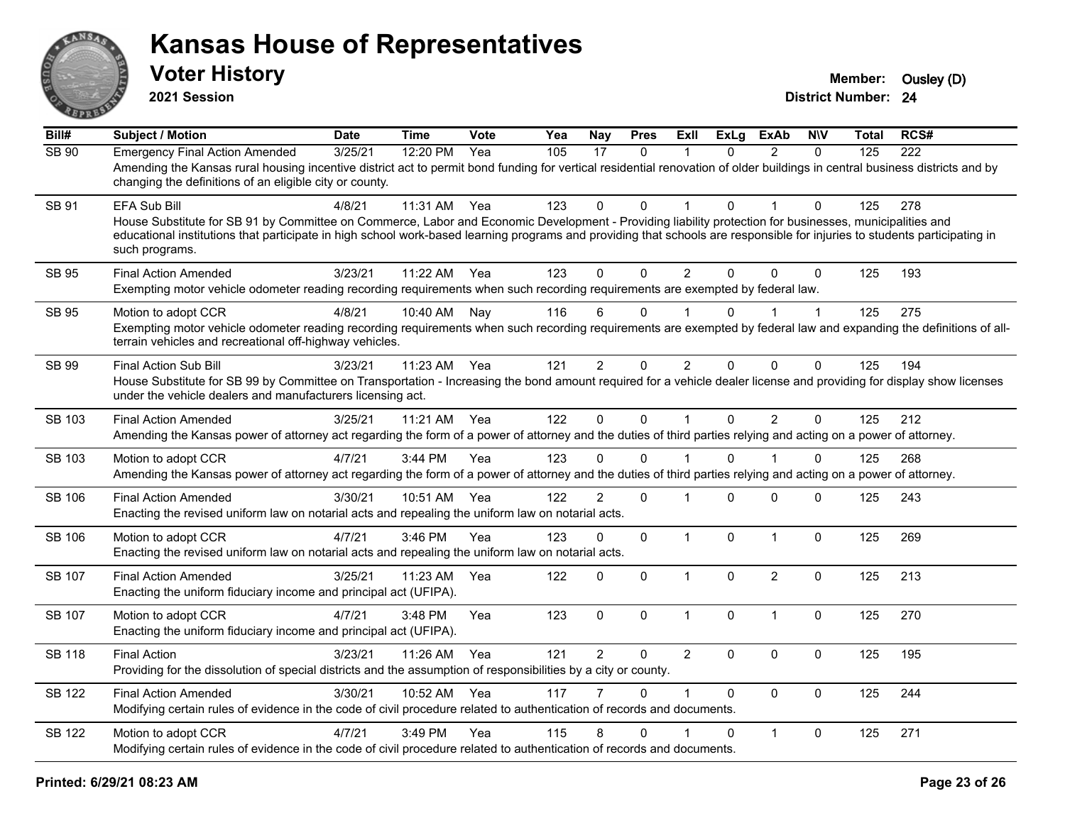# Kansas House of Representatives

## Voter History

**2021 Session**

**Member:** Ousley (D)

**District Number:** 24

| Bill# | Subject / Motion | Date | Time | Vote | Yea | Nay | Pres | ExII | ExLg | ExAb | N\V | Total | RCS# |
|---|---|---|---|---|---|---|---|---|---|---|---|---|---|
| SB 90 | Emergency Final Action Amended | 3/25/21 | 12:20 PM | Yea | 105 | 17 | 0 | 1 | 0 | 2 | 0 | 125 | 222 |
| | Amending the Kansas rural housing incentive district act to permit bond funding for vertical residential renovation of older buildings in central business districts and by changing the definitions of an eligible city or county. | | | | | | | | | | | | |
| SB 91 | EFA Sub Bill | 4/8/21 | 11:31 AM | Yea | 123 | 0 | 0 | 1 | 0 | 1 | 0 | 125 | 278 |
| | House Substitute for SB 91 by Committee on Commerce, Labor and Economic Development - Providing liability protection for businesses, municipalities and educational institutions that participate in high school work-based learning programs and providing that schools are responsible for injuries to students participating in such programs. | | | | | | | | | | | | |
| SB 95 | Final Action Amended | 3/23/21 | 11:22 AM | Yea | 123 | 0 | 0 | 2 | 0 | 0 | 0 | 125 | 193 |
| | Exempting motor vehicle odometer reading recording requirements when such recording requirements are exempted by federal law. | | | | | | | | | | | | |
| SB 95 | Motion to adopt CCR | 4/8/21 | 10:40 AM | Nay | 116 | 6 | 0 | 1 | 0 | 1 | 1 | 125 | 275 |
| | Exempting motor vehicle odometer reading recording requirements when such recording requirements are exempted by federal law and expanding the definitions of all-terrain vehicles and recreational off-highway vehicles. | | | | | | | | | | | | |
| SB 99 | Final Action Sub Bill | 3/23/21 | 11:23 AM | Yea | 121 | 2 | 0 | 2 | 0 | 0 | 0 | 125 | 194 |
| | House Substitute for SB 99 by Committee on Transportation - Increasing the bond amount required for a vehicle dealer license and providing for display show licenses under the vehicle dealers and manufacturers licensing act. | | | | | | | | | | | | |
| SB 103 | Final Action Amended | 3/25/21 | 11:21 AM | Yea | 122 | 0 | 0 | 1 | 0 | 2 | 0 | 125 | 212 |
| | Amending the Kansas power of attorney act regarding the form of a power of attorney and the duties of third parties relying and acting on a power of attorney. | | | | | | | | | | | | |
| SB 103 | Motion to adopt CCR | 4/7/21 | 3:44 PM | Yea | 123 | 0 | 0 | 1 | 0 | 1 | 0 | 125 | 268 |
| | Amending the Kansas power of attorney act regarding the form of a power of attorney and the duties of third parties relying and acting on a power of attorney. | | | | | | | | | | | | |
| SB 106 | Final Action Amended | 3/30/21 | 10:51 AM | Yea | 122 | 2 | 0 | 1 | 0 | 0 | 0 | 125 | 243 |
| | Enacting the revised uniform law on notarial acts and repealing the uniform law on notarial acts. | | | | | | | | | | | | |
| SB 106 | Motion to adopt CCR | 4/7/21 | 3:46 PM | Yea | 123 | 0 | 0 | 1 | 0 | 1 | 0 | 125 | 269 |
| | Enacting the revised uniform law on notarial acts and repealing the uniform law on notarial acts. | | | | | | | | | | | | |
| SB 107 | Final Action Amended | 3/25/21 | 11:23 AM | Yea | 122 | 0 | 0 | 1 | 0 | 2 | 0 | 125 | 213 |
| | Enacting the uniform fiduciary income and principal act (UFIPA). | | | | | | | | | | | | |
| SB 107 | Motion to adopt CCR | 4/7/21 | 3:48 PM | Yea | 123 | 0 | 0 | 1 | 0 | 1 | 0 | 125 | 270 |
| | Enacting the uniform fiduciary income and principal act (UFIPA). | | | | | | | | | | | | |
| SB 118 | Final Action | 3/23/21 | 11:26 AM | Yea | 121 | 2 | 0 | 2 | 0 | 0 | 0 | 125 | 195 |
| | Providing for the dissolution of special districts and the assumption of responsibilities by a city or county. | | | | | | | | | | | | |
| SB 122 | Final Action Amended | 3/30/21 | 10:52 AM | Yea | 117 | 7 | 0 | 1 | 0 | 0 | 0 | 125 | 244 |
| | Modifying certain rules of evidence in the code of civil procedure related to authentication of records and documents. | | | | | | | | | | | | |
| SB 122 | Motion to adopt CCR | 4/7/21 | 3:49 PM | Yea | 115 | 8 | 0 | 1 | 0 | 1 | 0 | 125 | 271 |
| | Modifying certain rules of evidence in the code of civil procedure related to authentication of records and documents. | | | | | | | | | | | | |

**Printed: 6/29/21 08:23 AM**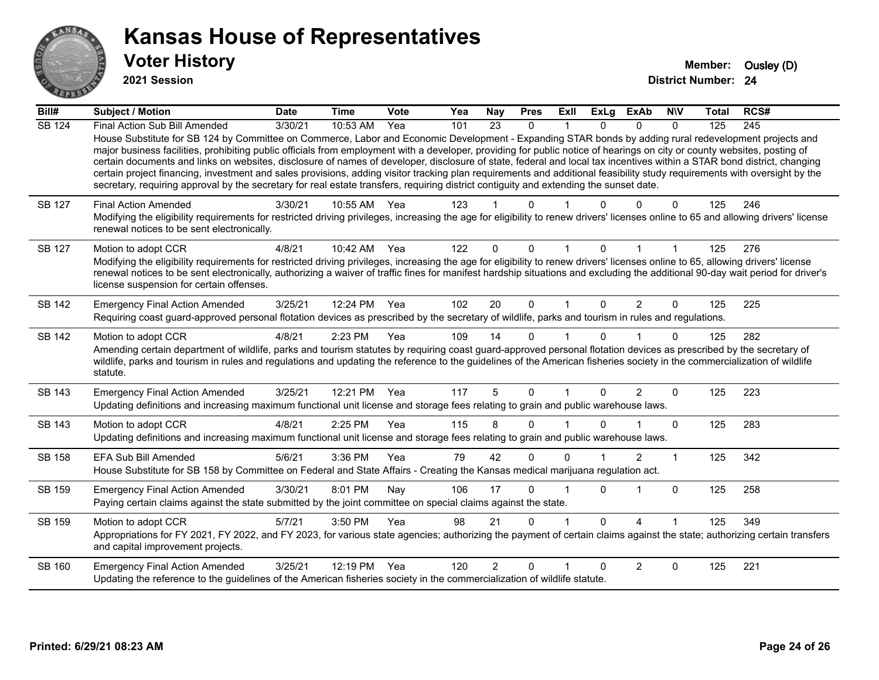# Kansas House of Representatives

## Voter History

**2021 Session**

**Member:** Ousley (D)
**District Number:** 24

| Bill# | Subject / Motion | Date | Time | Vote | Yea | Nay | Pres | ExII | ExLg | ExAb | N\V | Total | RCS# |
|---|---|---|---|---|---|---|---|---|---|---|---|---|---|
| SB 124 | Final Action Sub Bill Amended | 3/30/21 | 10:53 AM | Yea | 101 | 23 | 0 | 1 | 0 | 0 | 0 | 125 | 245 |
| | House Substitute for SB 124 by Committee on Commerce, Labor and Economic Development - Expanding STAR bonds by adding rural redevelopment projects and major business facilities, prohibiting public officials from employment with a developer, providing for public notice of hearings on city or county websites, posting of certain documents and links on websites, disclosure of names of developer, disclosure of state, federal and local tax incentives within a STAR bond district, changing certain project financing, investment and sales provisions, adding visitor tracking plan requirements and additional feasibility study requirements with oversight by the secretary, requiring approval by the secretary for real estate transfers, requiring district contiguity and extending the sunset date. | | | | | | | | | | | | |
| SB 127 | Final Action Amended | 3/30/21 | 10:55 AM | Yea | 123 | 1 | 0 | 1 | 0 | 0 | 0 | 125 | 246 |
| | Modifying the eligibility requirements for restricted driving privileges, increasing the age for eligibility to renew drivers' licenses online to 65 and allowing drivers' license renewal notices to be sent electronically. | | | | | | | | | | | | |
| SB 127 | Motion to adopt CCR | 4/8/21 | 10:42 AM | Yea | 122 | 0 | 0 | 1 | 0 | 1 | 1 | 125 | 276 |
| | Modifying the eligibility requirements for restricted driving privileges, increasing the age for eligibility to renew drivers' licenses online to 65, allowing drivers' license renewal notices to be sent electronically, authorizing a waiver of traffic fines for manifest hardship situations and excluding the additional 90-day wait period for driver's license suspension for certain offenses. | | | | | | | | | | | | |
| SB 142 | Emergency Final Action Amended | 3/25/21 | 12:24 PM | Yea | 102 | 20 | 0 | 1 | 0 | 2 | 0 | 125 | 225 |
| | Requiring coast guard-approved personal flotation devices as prescribed by the secretary of wildlife, parks and tourism in rules and regulations. | | | | | | | | | | | | |
| SB 142 | Motion to adopt CCR | 4/8/21 | 2:23 PM | Yea | 109 | 14 | 0 | 1 | 0 | 1 | 0 | 125 | 282 |
| | Amending certain department of wildlife, parks and tourism statutes by requiring coast guard-approved personal flotation devices as prescribed by the secretary of wildlife, parks and tourism in rules and regulations and updating the reference to the guidelines of the American fisheries society in the commercialization of wildlife statute. | | | | | | | | | | | | |
| SB 143 | Emergency Final Action Amended | 3/25/21 | 12:21 PM | Yea | 117 | 5 | 0 | 1 | 0 | 2 | 0 | 125 | 223 |
| | Updating definitions and increasing maximum functional unit license and storage fees relating to grain and public warehouse laws. | | | | | | | | | | | | |
| SB 143 | Motion to adopt CCR | 4/8/21 | 2:25 PM | Yea | 115 | 8 | 0 | 1 | 0 | 1 | 0 | 125 | 283 |
| | Updating definitions and increasing maximum functional unit license and storage fees relating to grain and public warehouse laws. | | | | | | | | | | | | |
| SB 158 | EFA Sub Bill Amended | 5/6/21 | 3:36 PM | Yea | 79 | 42 | 0 | 0 | 1 | 2 | 1 | 125 | 342 |
| | House Substitute for SB 158 by Committee on Federal and State Affairs - Creating the Kansas medical marijuana regulation act. | | | | | | | | | | | | |
| SB 159 | Emergency Final Action Amended | 3/30/21 | 8:01 PM | Nay | 106 | 17 | 0 | 1 | 0 | 1 | 0 | 125 | 258 |
| | Paying certain claims against the state submitted by the joint committee on special claims against the state. | | | | | | | | | | | | |
| SB 159 | Motion to adopt CCR | 5/7/21 | 3:50 PM | Yea | 98 | 21 | 0 | 1 | 0 | 4 | 1 | 125 | 349 |
| | Appropriations for FY 2021, FY 2022, and FY 2023, for various state agencies; authorizing the payment of certain claims against the state; authorizing certain transfers and capital improvement projects. | | | | | | | | | | | | |
| SB 160 | Emergency Final Action Amended | 3/25/21 | 12:19 PM | Yea | 120 | 2 | 0 | 1 | 0 | 2 | 0 | 125 | 221 |
| | Updating the reference to the guidelines of the American fisheries society in the commercialization of wildlife statute. | | | | | | | | | | | | |

**Printed: 6/29/21 08:23 AM**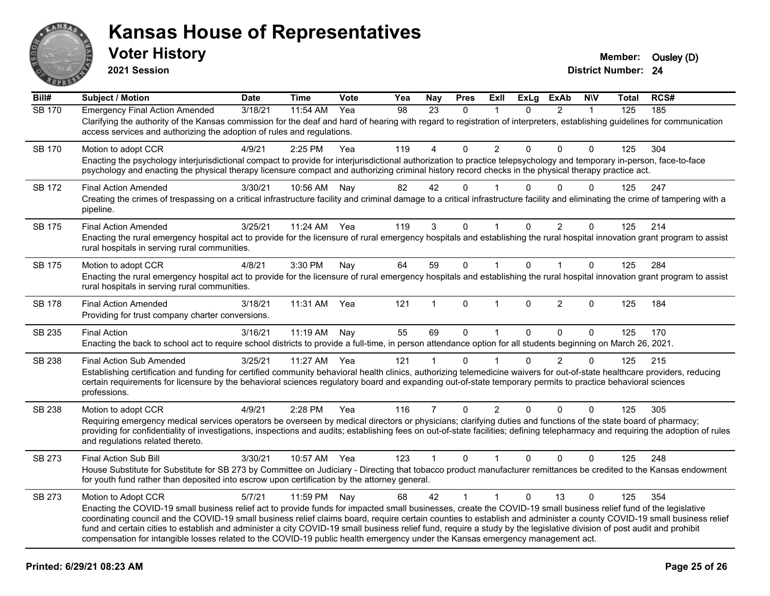# Kansas House of Representatives

## Voter History

**2021 Session**

**Member:** Ousley (D)

**District Number:** 24

| Bill# | Subject / Motion | Date | Time | Vote | Yea | Nay | Pres | ExII | ExLg | ExAb | N\V | Total | RCS# |
|---|---|---|---|---|---|---|---|---|---|---|---|---|---|
| SB 170 | Emergency Final Action Amended | 3/18/21 | 11:54 AM | Yea | 98 | 23 | 0 | 1 | 0 | 2 | 1 | 125 | 185 |
| | Clarifying the authority of the Kansas commission for the deaf and hard of hearing with regard to registration of interpreters, establishing guidelines for communication access services and authorizing the adoption of rules and regulations. | | | | | | | | | | | | |
| SB 170 | Motion to adopt CCR | 4/9/21 | 2:25 PM | Yea | 119 | 4 | 0 | 2 | 0 | 0 | 0 | 125 | 304 |
| | Enacting the psychology interjurisdictional compact to provide for interjurisdictional authorization to practice telepsychology and temporary in-person, face-to-face psychology and enacting the physical therapy licensure compact and authorizing criminal history record checks in the physical therapy practice act. | | | | | | | | | | | | |
| SB 172 | Final Action Amended | 3/30/21 | 10:56 AM | Nay | 82 | 42 | 0 | 1 | 0 | 0 | 0 | 125 | 247 |
| | Creating the crimes of trespassing on a critical infrastructure facility and criminal damage to a critical infrastructure facility and eliminating the crime of tampering with a pipeline. | | | | | | | | | | | | |
| SB 175 | Final Action Amended | 3/25/21 | 11:24 AM | Yea | 119 | 3 | 0 | 1 | 0 | 2 | 0 | 125 | 214 |
| | Enacting the rural emergency hospital act to provide for the licensure of rural emergency hospitals and establishing the rural hospital innovation grant program to assist rural hospitals in serving rural communities. | | | | | | | | | | | | |
| SB 175 | Motion to adopt CCR | 4/8/21 | 3:30 PM | Nay | 64 | 59 | 0 | 1 | 0 | 1 | 0 | 125 | 284 |
| | Enacting the rural emergency hospital act to provide for the licensure of rural emergency hospitals and establishing the rural hospital innovation grant program to assist rural hospitals in serving rural communities. | | | | | | | | | | | | |
| SB 178 | Final Action Amended | 3/18/21 | 11:31 AM | Yea | 121 | 1 | 0 | 1 | 0 | 2 | 0 | 125 | 184 |
| | Providing for trust company charter conversions. | | | | | | | | | | | | |
| SB 235 | Final Action | 3/16/21 | 11:19 AM | Nay | 55 | 69 | 0 | 1 | 0 | 0 | 0 | 125 | 170 |
| | Enacting the back to school act to require school districts to provide a full-time, in person attendance option for all students beginning on March 26, 2021. | | | | | | | | | | | | |
| SB 238 | Final Action Sub Amended | 3/25/21 | 11:27 AM | Yea | 121 | 1 | 0 | 1 | 0 | 2 | 0 | 125 | 215 |
| | Establishing certification and funding for certified community behavioral health clinics, authorizing telemedicine waivers for out-of-state healthcare providers, reducing certain requirements for licensure by the behavioral sciences regulatory board and expanding out-of-state temporary permits to practice behavioral sciences professions. | | | | | | | | | | | | |
| SB 238 | Motion to adopt CCR | 4/9/21 | 2:28 PM | Yea | 116 | 7 | 0 | 2 | 0 | 0 | 0 | 125 | 305 |
| | Requiring emergency medical services operators be overseen by medical directors or physicians; clarifying duties and functions of the state board of pharmacy; providing for confidentiality of investigations, inspections and audits; establishing fees on out-of-state facilities; defining telepharmacy and requiring the adoption of rules and regulations related thereto. | | | | | | | | | | | | |
| SB 273 | Final Action Sub Bill | 3/30/21 | 10:57 AM | Yea | 123 | 1 | 0 | 1 | 0 | 0 | 0 | 125 | 248 |
| | House Substitute for Substitute for SB 273 by Committee on Judiciary - Directing that tobacco product manufacturer remittances be credited to the Kansas endowment for youth fund rather than deposited into escrow upon certification by the attorney general. | | | | | | | | | | | | |
| SB 273 | Motion to Adopt CCR | 5/7/21 | 11:59 PM | Nay | 68 | 42 | 1 | 1 | 0 | 13 | 0 | 125 | 354 |
| | Enacting the COVID-19 small business relief act to provide funds for impacted small businesses, create the COVID-19 small business relief fund of the legislative coordinating council and the COVID-19 small business relief claims board, require certain counties to establish and administer a county COVID-19 small business relief fund and certain cities to establish and administer a city COVID-19 small business relief fund, require a study by the legislative division of post audit and prohibit compensation for intangible losses related to the COVID-19 public health emergency under the Kansas emergency management act. | | | | | | | | | | | | |

**Printed: 6/29/21 08:23 AM**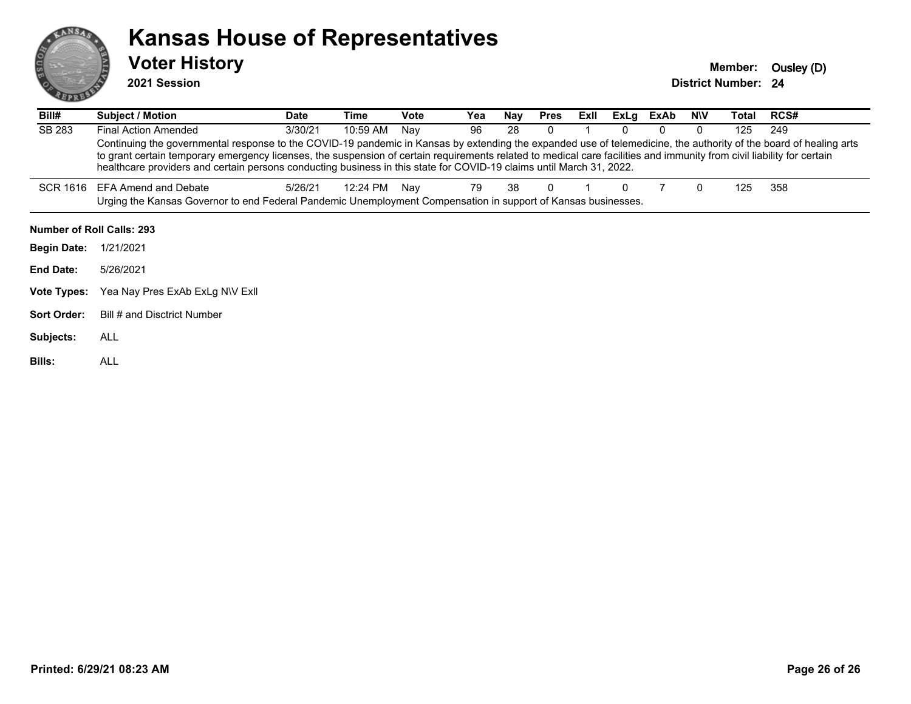# Kansas House of Representatives

## Voter History

**2021 Session**

**Member:** Ousley (D)
**District Number:** 24

| Bill# | Subject / Motion | Date | Time | Vote | Yea | Nay | Pres | ExII | ExLg | ExAb | N\V | Total | RCS# |
|---|---|---|---|---|---|---|---|---|---|---|---|---|---|
| SB 283 | Final Action Amended | 3/30/21 | 10:59 AM | Nay | 96 | 28 | 0 | 1 | 0 | 0 | 0 | 125 | 249 |
| | Continuing the governmental response to the COVID-19 pandemic in Kansas by extending the expanded use of telemedicine, the authority of the board of healing arts to grant certain temporary emergency licenses, the suspension of certain requirements related to medical care facilities and immunity from civil liability for certain healthcare providers and certain persons conducting business in this state for COVID-19 claims until March 31, 2022. | | | | | | | | | | | | |
| SCR 1616 | EFA Amend and Debate | 5/26/21 | 12:24 PM | Nay | 79 | 38 | 0 | 1 | 0 | 7 | 0 | 125 | 358 |
| | Urging the Kansas Governor to end Federal Pandemic Unemployment Compensation in support of Kansas businesses. | | | | | | | | | | | | |

**Number of Roll Calls: 293**

**Begin Date:** 1/21/2021

**End Date:** 5/26/2021

**Vote Types:** Yea Nay Pres ExAb ExLg N\V ExII

**Sort Order:** Bill # and Disctrict Number

**Subjects:** ALL

**Bills:** ALL

**Printed: 6/29/21 08:23 AM**